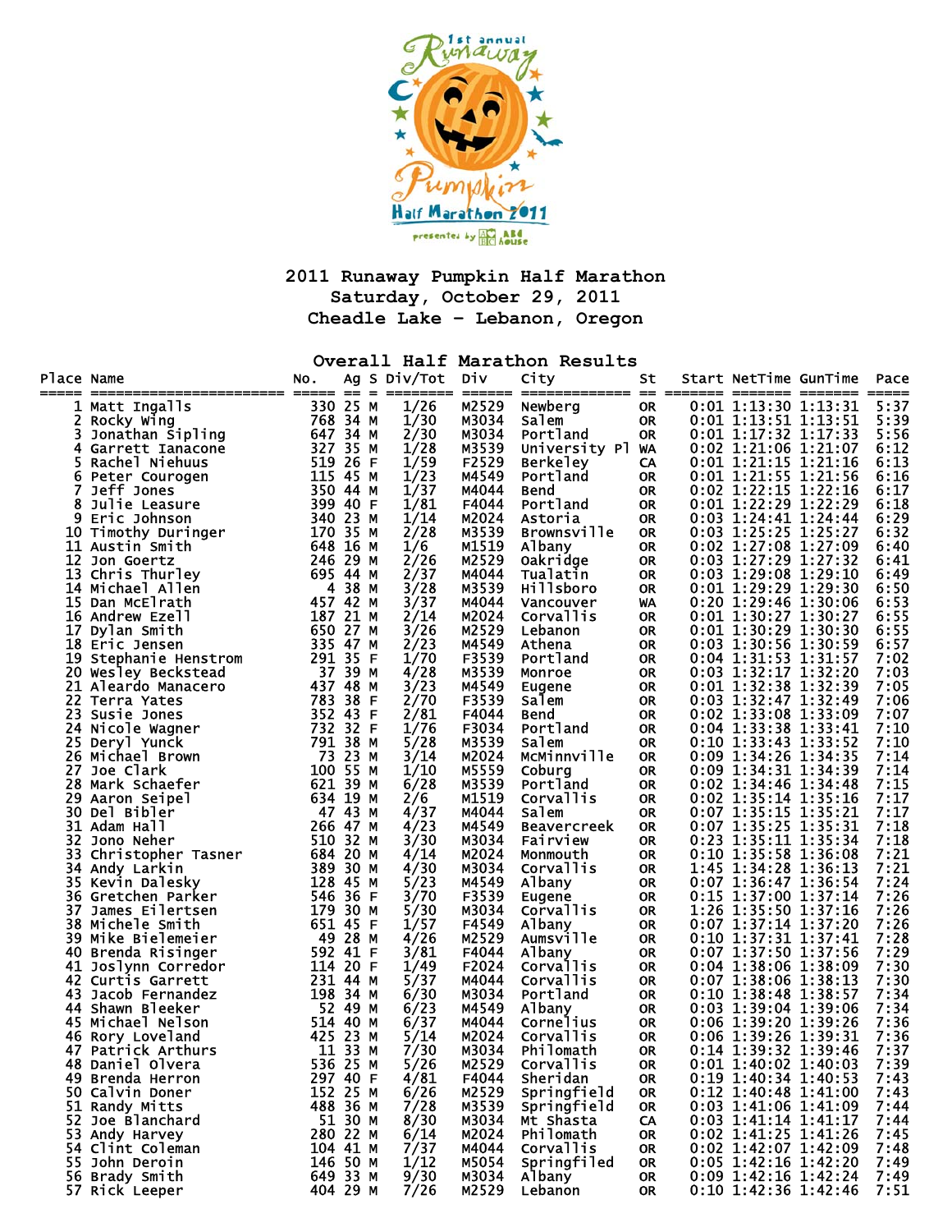# 2011 Runaway Pumpkin Half Marathon

## Saturday, October 29, 2011

## Cheadle Lake - Lebanon, Oregon

### Overall Half Marathon Results

| Place | Name | No. | Ag | S | Div/Tot | Div | City | St | Start | NetTime | GunTime | Pace |
|---|---|---|---|---|---|---|---|---|---|---|---|---|
| 1 | Matt Ingalls | 330 | 25 | M | 1/26 | M2529 | Newberg | OR | 0:01 | 1:13:30 | 1:13:31 | 5:37 |
| 2 | Rocky Wing | 768 | 34 | M | 1/30 | M3034 | Salem | OR | 0:01 | 1:13:51 | 1:13:51 | 5:39 |
| 3 | Jonathan Sipling | 647 | 34 | M | 2/30 | M3034 | Portland | OR | 0:01 | 1:17:32 | 1:17:33 | 5:56 |
| 4 | Garrett Ianacone | 327 | 35 | M | 1/28 | M3539 | University Pl | WA | 0:02 | 1:21:06 | 1:21:07 | 6:12 |
| 5 | Rachel Niehuus | 519 | 26 | F | 1/59 | F2529 | Berkeley | CA | 0:01 | 1:21:15 | 1:21:16 | 6:13 |
| 6 | Peter Courogen | 115 | 45 | M | 1/23 | M4549 | Portland | OR | 0:01 | 1:21:55 | 1:21:56 | 6:16 |
| 7 | Jeff Jones | 350 | 44 | M | 1/37 | M4044 | Bend | OR | 0:02 | 1:22:15 | 1:22:16 | 6:17 |
| 8 | Julie Leasure | 399 | 40 | F | 1/81 | F4044 | Portland | OR | 0:01 | 1:22:29 | 1:22:29 | 6:18 |
| 9 | Eric Johnson | 340 | 23 | M | 1/14 | M2024 | Astoria | OR | 0:03 | 1:24:41 | 1:24:44 | 6:29 |
| 10 | Timothy Duringer | 170 | 35 | M | 2/28 | M3539 | Brownsville | OR | 0:03 | 1:25:25 | 1:25:27 | 6:32 |
| 11 | Austin Smith | 648 | 16 | M | 1/6 | M1519 | Albany | OR | 0:02 | 1:27:08 | 1:27:09 | 6:40 |
| 12 | Jon Goertz | 246 | 29 | M | 2/26 | M2529 | Oakridge | OR | 0:03 | 1:27:29 | 1:27:32 | 6:41 |
| 13 | Chris Thurley | 695 | 44 | M | 2/37 | M4044 | Tualatin | OR | 0:03 | 1:29:08 | 1:29:10 | 6:49 |
| 14 | Michael Allen | 4 | 38 | M | 3/28 | M3539 | Hillsboro | OR | 0:01 | 1:29:29 | 1:29:30 | 6:50 |
| 15 | Dan McElrath | 457 | 42 | M | 3/37 | M4044 | Vancouver | WA | 0:20 | 1:29:46 | 1:30:06 | 6:53 |
| 16 | Andrew Ezell | 187 | 21 | M | 2/14 | M2024 | Corvallis | OR | 0:01 | 1:30:27 | 1:30:27 | 6:55 |
| 17 | Dylan Smith | 650 | 27 | M | 3/26 | M2529 | Lebanon | OR | 0:01 | 1:30:29 | 1:30:30 | 6:55 |
| 18 | Eric Jensen | 335 | 47 | M | 2/23 | M4549 | Athena | OR | 0:03 | 1:30:56 | 1:30:59 | 6:57 |
| 19 | Stephanie Henstrom | 291 | 35 | F | 1/70 | F3539 | Portland | OR | 0:04 | 1:31:53 | 1:31:57 | 7:02 |
| 20 | Wesley Beckstead | 37 | 39 | M | 4/28 | M3539 | Monroe | OR | 0:03 | 1:32:17 | 1:32:20 | 7:03 |
| 21 | Aleardo Manacero | 437 | 48 | M | 3/23 | M4549 | Eugene | OR | 0:01 | 1:32:38 | 1:32:39 | 7:05 |
| 22 | Terra Yates | 783 | 38 | F | 2/70 | F3539 | Salem | OR | 0:03 | 1:32:47 | 1:32:49 | 7:06 |
| 23 | Susie Jones | 352 | 43 | F | 2/81 | F4044 | Bend | OR | 0:02 | 1:33:08 | 1:33:09 | 7:07 |
| 24 | Nicole Wagner | 732 | 32 | F | 1/76 | F3034 | Portland | OR | 0:04 | 1:33:38 | 1:33:41 | 7:10 |
| 25 | Deryl Yunck | 791 | 38 | M | 5/28 | M3539 | Salem | OR | 0:10 | 1:33:43 | 1:33:52 | 7:10 |
| 26 | Michael Brown | 73 | 23 | M | 3/14 | M2024 | McMinnville | OR | 0:09 | 1:34:26 | 1:34:35 | 7:14 |
| 27 | Joe Clark | 100 | 55 | M | 1/10 | M5559 | Coburg | OR | 0:09 | 1:34:31 | 1:34:39 | 7:14 |
| 28 | Mark Schaefer | 621 | 39 | M | 6/28 | M3539 | Portland | OR | 0:02 | 1:34:46 | 1:34:48 | 7:15 |
| 29 | Aaron Seipel | 634 | 19 | M | 2/6 | M1519 | Corvallis | OR | 0:02 | 1:35:14 | 1:35:16 | 7:17 |
| 30 | Del Bibler | 47 | 43 | M | 4/37 | M4044 | Salem | OR | 0:07 | 1:35:15 | 1:35:21 | 7:17 |
| 31 | Adam Hall | 266 | 47 | M | 4/23 | M4549 | Beavercreek | OR | 0:07 | 1:35:25 | 1:35:31 | 7:18 |
| 32 | Jono Neher | 510 | 32 | M | 3/30 | M3034 | Fairview | OR | 0:23 | 1:35:11 | 1:35:34 | 7:18 |
| 33 | Christopher Tasner | 684 | 20 | M | 4/14 | M2024 | Monmouth | OR | 0:10 | 1:35:58 | 1:36:08 | 7:21 |
| 34 | Andy Larkin | 389 | 30 | M | 4/30 | M3034 | Corvallis | OR | 1:45 | 1:34:28 | 1:36:13 | 7:21 |
| 35 | Kevin Dalesky | 128 | 45 | M | 5/23 | M4549 | Albany | OR | 0:07 | 1:36:47 | 1:36:54 | 7:24 |
| 36 | Gretchen Parker | 546 | 36 | F | 3/70 | F3539 | Eugene | OR | 0:15 | 1:37:00 | 1:37:14 | 7:26 |
| 37 | James Eilertsen | 179 | 30 | M | 5/30 | M3034 | Corvallis | OR | 1:26 | 1:35:50 | 1:37:16 | 7:26 |
| 38 | Michele Smith | 651 | 45 | F | 1/57 | F4549 | Albany | OR | 0:07 | 1:37:14 | 1:37:20 | 7:26 |
| 39 | Mike Bielemeier | 49 | 28 | M | 4/26 | M2529 | Aumsville | OR | 0:10 | 1:37:31 | 1:37:41 | 7:28 |
| 40 | Brenda Risinger | 592 | 41 | F | 3/81 | F4044 | Albany | OR | 0:07 | 1:37:50 | 1:37:56 | 7:29 |
| 41 | Joslyn Corredor | 114 | 20 | F | 1/49 | F2024 | Corvallis | OR | 0:04 | 1:38:06 | 1:38:09 | 7:30 |
| 42 | Curtis Garrett | 231 | 44 | M | 5/37 | M4044 | Corvallis | OR | 0:07 | 1:38:06 | 1:38:13 | 7:30 |
| 43 | Jacob Fernandez | 198 | 34 | M | 6/30 | M3034 | Portland | OR | 0:10 | 1:38:48 | 1:38:57 | 7:34 |
| 44 | Shawn Bleeker | 52 | 49 | M | 6/23 | M4549 | Albany | OR | 0:03 | 1:39:04 | 1:39:06 | 7:34 |
| 45 | Michael Nelson | 514 | 40 | M | 6/37 | M4044 | Cornelius | OR | 0:06 | 1:39:20 | 1:39:26 | 7:36 |
| 46 | Rory Loveland | 425 | 23 | M | 5/14 | M2024 | Corvallis | OR | 0:06 | 1:39:26 | 1:39:31 | 7:36 |
| 47 | Patrick Arthurs | 11 | 33 | M | 7/30 | M3034 | Philomath | OR | 0:14 | 1:39:32 | 1:39:46 | 7:37 |
| 48 | Daniel Olvera | 536 | 25 | M | 5/26 | M2529 | Corvallis | OR | 0:01 | 1:40:02 | 1:40:03 | 7:39 |
| 49 | Brenda Herron | 297 | 40 | F | 4/81 | F4044 | Sheridan | OR | 0:19 | 1:40:34 | 1:40:53 | 7:43 |
| 50 | Calvin Doner | 152 | 25 | M | 6/26 | M2529 | Springfield | OR | 0:12 | 1:40:48 | 1:41:00 | 7:43 |
| 51 | Randy Mitts | 488 | 36 | M | 7/28 | M3539 | Springfield | OR | 0:03 | 1:41:06 | 1:41:09 | 7:44 |
| 52 | Joe Blanchard | 51 | 30 | M | 8/30 | M3034 | Mt Shasta | CA | 0:03 | 1:41:14 | 1:41:17 | 7:44 |
| 53 | Andy Harvey | 280 | 22 | M | 6/14 | M2024 | Philomath | OR | 0:02 | 1:41:25 | 1:41:26 | 7:45 |
| 54 | Clint Coleman | 104 | 41 | M | 7/37 | M4044 | Corvallis | OR | 0:02 | 1:42:07 | 1:42:09 | 7:48 |
| 55 | John Deroin | 146 | 50 | M | 1/12 | M5054 | Springfiled | OR | 0:05 | 1:42:16 | 1:42:20 | 7:49 |
| 56 | Brady Smith | 649 | 33 | M | 9/30 | M3034 | Albany | OR | 0:09 | 1:42:16 | 1:42:24 | 7:49 |
| 57 | Rick Leeper | 404 | 29 | M | 7/26 | M2529 | Lebanon | OR | 0:10 | 1:42:36 | 1:42:46 | 7:51 |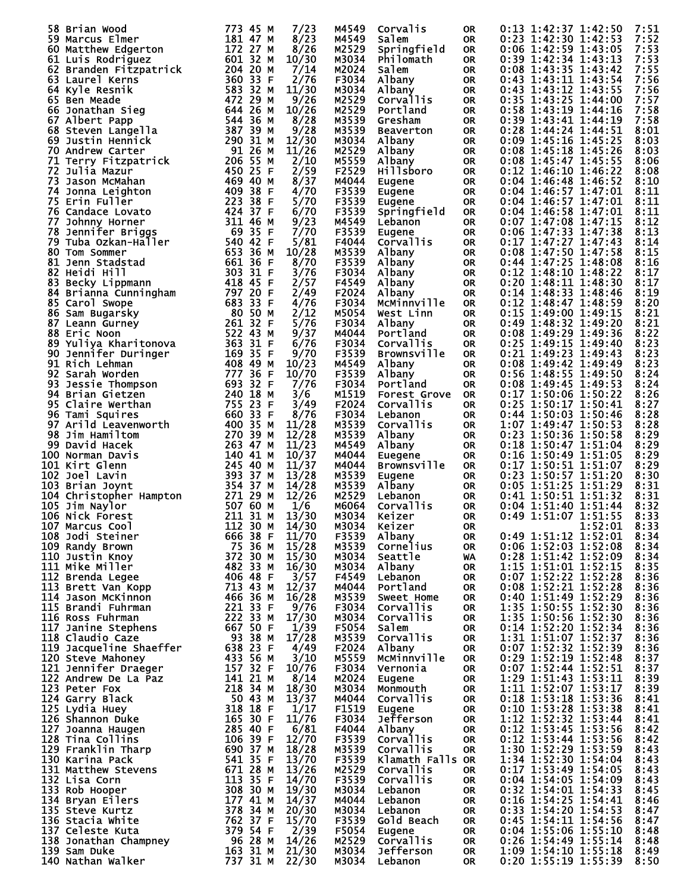| Place | Name | Bib | Age | Sex | Div Place | Division | City | State | Start Delay | Net Time | Gun Time | Pace |
|---|---|---|---|---|---|---|---|---|---|---|---|---|
| 58 | Brian Wood | 773 | 45 | M | 7/23 | M4549 | Corvalis | OR | 0:13 | 1:42:37 | 1:42:50 | 7:51 |
| 59 | Marcus Elmer | 181 | 47 | M | 8/23 | M4549 | Salem | OR | 0:23 | 1:42:30 | 1:42:53 | 7:52 |
| 60 | Matthew Edgerton | 172 | 27 | M | 8/26 | M2529 | Springfield | OR | 0:06 | 1:42:59 | 1:43:05 | 7:53 |
| 61 | Luis Rodriguez | 601 | 32 | M | 10/30 | M3034 | Philomath | OR | 0:39 | 1:42:34 | 1:43:13 | 7:53 |
| 62 | Branden Fitzpatrick | 204 | 20 | M | 7/14 | M2024 | Salem | OR | 0:08 | 1:43:35 | 1:43:42 | 7:55 |
| 63 | Laurel Kerns | 360 | 33 | F | 2/76 | F3034 | Albany | OR | 0:43 | 1:43:11 | 1:43:54 | 7:56 |
| 64 | Kyle Resnik | 583 | 32 | M | 11/30 | M3034 | Albany | OR | 0:43 | 1:43:12 | 1:43:55 | 7:56 |
| 65 | Ben Meade | 472 | 29 | M | 9/26 | M2529 | Corvallis | OR | 0:35 | 1:43:25 | 1:44:00 | 7:57 |
| 66 | Jonathan Sieg | 644 | 26 | M | 10/26 | M2529 | Portland | OR | 0:58 | 1:43:19 | 1:44:16 | 7:58 |
| 67 | Albert Papp | 544 | 36 | M | 8/28 | M3539 | Gresham | OR | 0:39 | 1:43:41 | 1:44:19 | 7:58 |
| 68 | Steven Langella | 387 | 39 | M | 9/28 | M3539 | Beaverton | OR | 0:28 | 1:44:24 | 1:44:51 | 8:01 |
| 69 | Justin Hennick | 290 | 31 | M | 12/30 | M3034 | Albany | OR | 0:09 | 1:45:16 | 1:45:25 | 8:03 |
| 70 | Andrew Carter | 91 | 26 | M | 11/26 | M2529 | Albany | OR | 0:08 | 1:45:18 | 1:45:26 | 8:03 |
| 71 | Terry Fitzpatrick | 206 | 55 | M | 2/10 | M5559 | Albany | OR | 0:08 | 1:45:47 | 1:45:55 | 8:06 |
| 72 | Julia Mazur | 450 | 25 | F | 2/59 | F2529 | Hillsboro | OR | 0:12 | 1:46:10 | 1:46:22 | 8:08 |
| 73 | Jason McMahan | 469 | 40 | M | 8/37 | M4044 | Eugene | OR | 0:04 | 1:46:48 | 1:46:52 | 8:10 |
| 74 | Jonna Leighton | 409 | 38 | F | 4/70 | F3539 | Eugene | OR | 0:04 | 1:46:57 | 1:47:01 | 8:11 |
| 75 | Erin Fuller | 223 | 38 | F | 5/70 | F3539 | Eugene | OR | 0:04 | 1:46:57 | 1:47:01 | 8:11 |
| 76 | Candace Lovato | 424 | 37 | F | 6/70 | F3539 | Springfield | OR | 0:04 | 1:46:58 | 1:47:01 | 8:11 |
| 77 | Johnny Horner | 311 | 46 | M | 9/23 | M4549 | Lebanon | OR | 0:07 | 1:47:08 | 1:47:15 | 8:12 |
| 78 | Jennifer Briggs | 69 | 35 | F | 7/70 | F3539 | Eugene | OR | 0:06 | 1:47:33 | 1:47:38 | 8:13 |
| 79 | Tuba Ozkan-Haller | 540 | 42 | F | 5/81 | F4044 | Corvallis | OR | 0:17 | 1:47:27 | 1:47:43 | 8:14 |
| 80 | Tom Sommer | 653 | 36 | M | 10/28 | M3539 | Albany | OR | 0:08 | 1:47:50 | 1:47:58 | 8:15 |
| 81 | Jenn Stadstad | 661 | 36 | F | 8/70 | F3539 | Albany | OR | 0:44 | 1:47:25 | 1:48:08 | 8:16 |
| 82 | Heidi Hill | 303 | 31 | F | 3/76 | F3034 | Albany | OR | 0:12 | 1:48:10 | 1:48:22 | 8:17 |
| 83 | Becky Lippmann | 418 | 45 | F | 2/57 | F4549 | Albany | OR | 0:20 | 1:48:11 | 1:48:30 | 8:17 |
| 84 | Brianna Cunningham | 797 | 20 | F | 2/49 | F2024 | Albany | OR | 0:14 | 1:48:33 | 1:48:46 | 8:19 |
| 85 | Carol Swope | 683 | 33 | F | 4/76 | F3034 | McMinnville | OR | 0:12 | 1:48:47 | 1:48:59 | 8:20 |
| 86 | Sam Bugarsky | 80 | 50 | M | 2/12 | M5054 | West Linn | OR | 0:15 | 1:49:00 | 1:49:15 | 8:21 |
| 87 | Leann Gurney | 261 | 32 | F | 5/76 | F3034 | Albany | OR | 0:49 | 1:48:32 | 1:49:20 | 8:21 |
| 88 | Eric Noon | 522 | 43 | M | 9/37 | M4044 | Portland | OR | 0:08 | 1:49:29 | 1:49:36 | 8:22 |
| 89 | Yuliya Kharitonova | 363 | 31 | F | 6/76 | F3034 | Corvallis | OR | 0:25 | 1:49:15 | 1:49:40 | 8:23 |
| 90 | Jennifer Duringer | 169 | 35 | F | 9/70 | F3539 | Brownsville | OR | 0:21 | 1:49:23 | 1:49:43 | 8:23 |
| 91 | Rich Lehman | 408 | 49 | M | 10/23 | M4549 | Albany | OR | 0:08 | 1:49:42 | 1:49:49 | 8:23 |
| 92 | Sarah Worden | 777 | 36 | F | 10/70 | F3539 | Albany | OR | 0:56 | 1:48:55 | 1:49:50 | 8:24 |
| 93 | Jessie Thompson | 693 | 32 | F | 7/76 | F3034 | Portland | OR | 0:08 | 1:49:45 | 1:49:53 | 8:24 |
| 94 | Brian Gietzen | 240 | 18 | M | 3/6 | M1519 | Forest Grove | OR | 0:17 | 1:50:06 | 1:50:22 | 8:26 |
| 95 | Claire Werthan | 755 | 23 | F | 3/49 | F2024 | Corvallis | OR | 0:25 | 1:50:17 | 1:50:41 | 8:27 |
| 96 | Tami Squires | 660 | 33 | F | 8/76 | F3034 | Lebanon | OR | 0:44 | 1:50:03 | 1:50:46 | 8:28 |
| 97 | Arild Leavenworth | 400 | 35 | M | 11/28 | M3539 | Corvallis | OR | 1:07 | 1:49:47 | 1:50:53 | 8:28 |
| 98 | Jim Hamiltom | 270 | 39 | M | 12/28 | M3539 | Albany | OR | 0:23 | 1:50:36 | 1:50:58 | 8:29 |
| 99 | David Hacek | 263 | 47 | M | 11/23 | M4549 | Albany | OR | 0:18 | 1:50:47 | 1:51:04 | 8:29 |
| 100 | Norman Davis | 140 | 41 | M | 10/37 | M4044 | Euegene | OR | 0:16 | 1:50:49 | 1:51:05 | 8:29 |
| 101 | Kirt Glenn | 245 | 40 | M | 11/37 | M4044 | Brownsville | OR | 0:17 | 1:50:51 | 1:51:07 | 8:29 |
| 102 | Joel Lavin | 393 | 37 | M | 13/28 | M3539 | Eugene | OR | 0:23 | 1:50:57 | 1:51:20 | 8:30 |
| 103 | Brian Joynt | 354 | 37 | M | 14/28 | M3539 | Albany | OR | 0:05 | 1:51:25 | 1:51:29 | 8:31 |
| 104 | Christopher Hampton | 271 | 29 | M | 12/26 | M2529 | Lebanon | OR | 0:41 | 1:50:51 | 1:51:32 | 8:31 |
| 105 | Jim Naylor | 507 | 60 | M | 1/6 | M6064 | Corvallis | OR | 0:04 | 1:51:40 | 1:51:44 | 8:32 |
| 106 | Nick Forest | 211 | 31 | M | 13/30 | M3034 | Keizer | OR | 0:49 | 1:51:07 | 1:51:55 | 8:33 |
| 107 | Marcus Cool | 112 | 30 | M | 14/30 | M3034 | Keizer | OR | | | 1:52:01 | 8:33 |
| 108 | Jodi Steiner | 666 | 38 | F | 11/70 | F3539 | Albany | OR | 0:49 | 1:51:12 | 1:52:01 | 8:34 |
| 109 | Randy Brown | 75 | 36 | M | 15/28 | M3539 | Cornelius | OR | 0:06 | 1:52:03 | 1:52:08 | 8:34 |
| 110 | Justin Knoy | 372 | 30 | M | 15/30 | M3034 | Seattle | WA | 0:28 | 1:51:42 | 1:52:09 | 8:34 |
| 111 | Mike Miller | 482 | 33 | M | 16/30 | M3034 | Albany | OR | 1:15 | 1:51:01 | 1:52:15 | 8:35 |
| 112 | Brenda Legee | 406 | 48 | F | 3/57 | F4549 | Lebanon | OR | 0:07 | 1:52:22 | 1:52:28 | 8:36 |
| 113 | Brett Van Kopp | 713 | 43 | M | 12/37 | M4044 | Portland | OR | 0:08 | 1:52:21 | 1:52:28 | 8:36 |
| 114 | Jason McKinnon | 466 | 36 | M | 16/28 | M3539 | Sweet Home | OR | 0:40 | 1:51:49 | 1:52:29 | 8:36 |
| 115 | Brandi Fuhrman | 221 | 33 | F | 9/76 | F3034 | Corvallis | OR | 1:35 | 1:50:55 | 1:52:30 | 8:36 |
| 116 | Ross Fuhrman | 222 | 33 | M | 17/30 | M3034 | Corvallis | OR | 1:35 | 1:50:56 | 1:52:30 | 8:36 |
| 117 | Janine Stephens | 667 | 50 | F | 1/39 | F5054 | Salem | OR | 0:14 | 1:52:20 | 1:52:34 | 8:36 |
| 118 | Claudio Caze | 93 | 38 | M | 17/28 | M3539 | Corvallis | OR | 1:31 | 1:51:07 | 1:52:37 | 8:36 |
| 119 | Jacqueline Shaeffer | 638 | 23 | F | 4/49 | F2024 | Albany | OR | 0:07 | 1:52:32 | 1:52:39 | 8:36 |
| 120 | Steve Mahoney | 433 | 56 | M | 3/10 | M5559 | McMinnville | OR | 0:29 | 1:52:19 | 1:52:48 | 8:37 |
| 121 | Jennifer Draeger | 157 | 32 | F | 10/76 | F3034 | Vernonia | OR | 0:07 | 1:52:44 | 1:52:51 | 8:37 |
| 122 | Andrew De La Paz | 141 | 21 | M | 8/14 | M2024 | Eugene | OR | 1:29 | 1:51:43 | 1:53:11 | 8:39 |
| 123 | Peter Fox | 218 | 34 | M | 18/30 | M3034 | Monmouth | OR | 1:11 | 1:52:07 | 1:53:17 | 8:39 |
| 124 | Garry Black | 50 | 43 | M | 13/37 | M4044 | Corvallis | OR | 0:18 | 1:53:18 | 1:53:36 | 8:41 |
| 125 | Lydia Huey | 318 | 18 | F | 1/17 | F1519 | Eugene | OR | 0:10 | 1:53:28 | 1:53:38 | 8:41 |
| 126 | Shannon Duke | 165 | 30 | F | 11/76 | F3034 | Jefferson | OR | 1:12 | 1:52:32 | 1:53:44 | 8:41 |
| 127 | Joanna Haugen | 285 | 40 | F | 6/81 | F4044 | Albany | OR | 0:12 | 1:53:45 | 1:53:56 | 8:42 |
| 128 | Tina Collins | 106 | 39 | F | 12/70 | F3539 | Corvallis | OR | 0:12 | 1:53:44 | 1:53:56 | 8:42 |
| 129 | Franklin Tharp | 690 | 37 | M | 18/28 | M3539 | Corvallis | OR | 1:30 | 1:52:29 | 1:53:59 | 8:43 |
| 130 | Karina Pack | 541 | 35 | F | 13/70 | F3539 | Klamath Falls | OR | 1:34 | 1:52:30 | 1:54:04 | 8:43 |
| 131 | Matthew Stevens | 671 | 28 | M | 13/26 | M2529 | Corvallis | OR | 0:17 | 1:53:49 | 1:54:05 | 8:43 |
| 132 | Lisa Corn | 113 | 35 | F | 14/70 | F3539 | Corvallis | OR | 0:04 | 1:54:05 | 1:54:09 | 8:43 |
| 133 | Rob Hooper | 308 | 30 | M | 19/30 | M3034 | Lebanon | OR | 0:32 | 1:54:01 | 1:54:33 | 8:45 |
| 134 | Bryan Eilers | 177 | 41 | M | 14/37 | M4044 | Lebanon | OR | 0:16 | 1:54:25 | 1:54:41 | 8:46 |
| 135 | Steve Kurtz | 378 | 34 | M | 20/30 | M3034 | Lebanon | OR | 0:33 | 1:54:20 | 1:54:53 | 8:47 |
| 136 | Stacia White | 762 | 37 | F | 15/70 | F3539 | Gold Beach | OR | 0:45 | 1:54:11 | 1:54:56 | 8:47 |
| 137 | Celeste Kuta | 379 | 54 | F | 2/39 | F5054 | Eugene | OR | 0:04 | 1:55:06 | 1:55:10 | 8:48 |
| 138 | Jonathan Champney | 96 | 28 | M | 14/26 | M2529 | Corvallis | OR | 0:26 | 1:54:49 | 1:55:14 | 8:48 |
| 139 | Sam Duke | 163 | 31 | M | 21/30 | M3034 | Jefferson | OR | 1:09 | 1:54:10 | 1:55:18 | 8:49 |
| 140 | Nathan Walker | 737 | 31 | M | 22/30 | M3034 | Lebanon | OR | 0:20 | 1:55:19 | 1:55:39 | 8:50 |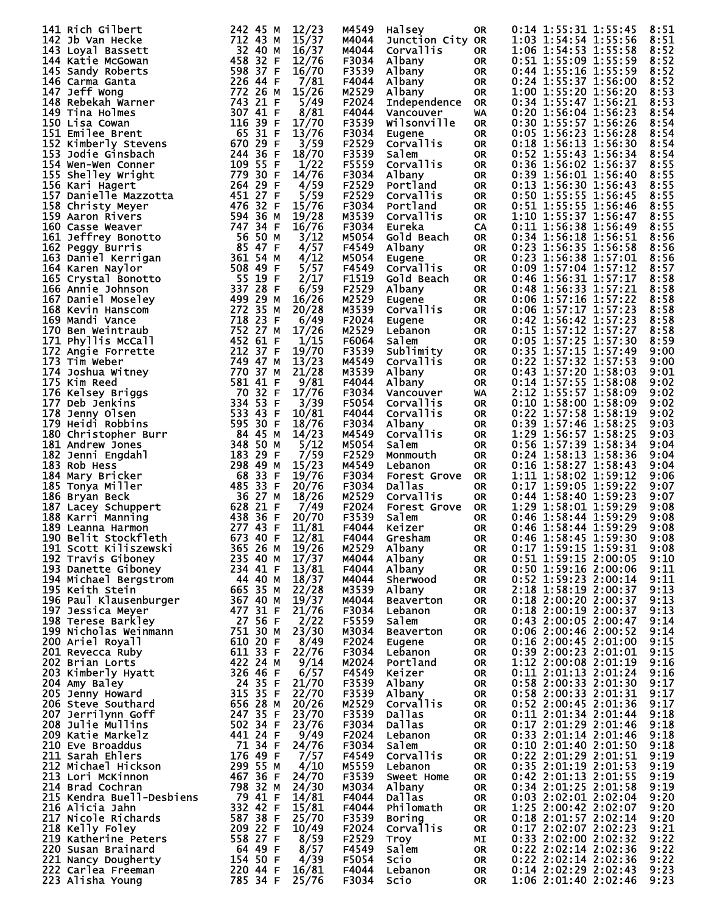```
141 Rich Gilbert              242 45 M  12/23   M4549  Halsey          OR   0:14 1:55:31 1:55:45  8:51
142 Jb Van Hecke              712 43 M  15/37   M4044  Junction City OR     1:03 1:54:54 1:55:56  8:51
143 Loyal Bassett              32 40 M  16/37   M4044  Corvallis       OR   1:06 1:54:53 1:55:58  8:52
144 Katie McGowan             458 32 F  12/76   F3034  Albany          OR   0:51 1:55:09 1:55:59  8:52
145 Sandy Roberts             598 37 F  16/70   F3539  Albany          OR   0:44 1:55:16 1:55:59  8:52
146 Carma Ganta               226 44 F   7/81   F4044  Albany          OR   0:24 1:55:37 1:56:00  8:52
147 Jeff Wong                 772 26 M  15/26   M2529  Albany          OR   1:00 1:55:20 1:56:20  8:53
148 Rebekah Warner            743 21 F   5/49   F2024  Independence    OR   0:34 1:55:47 1:56:21  8:53
149 Tina Holmes               307 41 F   8/81   F4044  Vancouver       WA   0:20 1:56:04 1:56:23  8:54
150 Lisa Cowan                116 39 F  17/70   F3539  Wilsonville     OR   0:30 1:55:57 1:56:26  8:54
151 Emilee Brent               65 31 F  13/76   F3034  Eugene          OR   0:05 1:56:23 1:56:28  8:54
152 Kimberly Stevens          670 29 F   3/59   F2529  Corvallis       OR   0:18 1:56:13 1:56:30  8:54
153 Jodie Ginsbach            244 36 F  18/70   F3539  Salem           OR   0:52 1:55:43 1:56:34  8:54
154 Wen-Wen Conner            109 55 F   1/22   F5559  Corvallis       OR   0:36 1:56:02 1:56:37  8:55
155 Shelley Wright            779 30 F  14/76   F3034  Albany          OR   0:39 1:56:01 1:56:40  8:55
156 Kari Hagert               264 29 F   4/59   F2529  Portland        OR   0:13 1:56:30 1:56:43  8:55
157 Danielle Mazzotta         451 27 F   5/59   F2529  Corvallis       OR   0:50 1:55:55 1:56:45  8:55
158 Christy Meyer             476 32 F  15/76   F3034  Portland        OR   0:51 1:55:55 1:56:46  8:55
159 Aaron Rivers              594 36 M  19/28   M3539  Corvallis       OR   1:10 1:55:37 1:56:47  8:55
160 Casse Weaver              747 34 F  16/76   F3034  Eureka          CA   0:11 1:56:38 1:56:49  8:55
161 Jeffrey Bonotto            56 50 M   3/12   M5054  Gold Beach      OR   0:34 1:56:18 1:56:51  8:56
162 Peggy Burris               85 47 F   4/57   F4549  Albany          OR   0:23 1:56:35 1:56:58  8:56
163 Daniel Kerrigan           361 54 M   4/12   M5054  Eugene          OR   0:23 1:56:38 1:57:01  8:56
164 Karen Naylor              508 49 F   5/57   F4549  Corvallis       OR   0:09 1:57:04 1:57:12  8:57
165 Crystal Bonotto            55 19 F   2/17   F1519  Gold Beach      OR   0:46 1:56:31 1:57:17  8:58
166 Annie Johnson             337 28 F   6/59   F2529  Albany          OR   0:48 1:56:33 1:57:21  8:58
167 Daniel Moseley            499 29 M  16/26   M2529  Eugene          OR   0:06 1:57:16 1:57:22  8:58
168 Kevin Hanscom             272 35 M  20/28   M3539  Corvallis       OR   0:06 1:57:17 1:57:23  8:58
169 Mandi Vance               718 23 F   6/49   F2024  Eugene          OR   0:42 1:56:42 1:57:23  8:58
170 Ben Weintraub             752 27 M  17/26   M2529  Lebanon         OR   0:15 1:57:12 1:57:27  8:58
171 Phyllis McCall            452 61 F   1/15   F6064  Salem           OR   0:05 1:57:25 1:57:30  8:59
172 Angie Forrette            212 37 F  19/70   F3539  Sublimity       OR   0:35 1:57:15 1:57:49  9:00
173 Tim Weber                 749 47 M  13/23   M4549  Corvallis       OR   0:22 1:57:32 1:57:53  9:00
174 Joshua Witney             770 37 M  21/28   M3539  Albany          OR   0:43 1:57:20 1:58:03  9:01
175 Kim Reed                  581 41 F   9/81   F4044  Albany          OR   0:14 1:57:55 1:58:08  9:02
176 Kelsey Briggs              70 32 F  17/76   F3034  Vancouver       WA   2:12 1:55:57 1:58:09  9:02
177 Deb Jenkins               334 53 F   3/39   F5054  Corvallis       OR   0:10 1:58:00 1:58:09  9:02
178 Jenny Olsen               533 43 F  10/81   F4044  Corvallis       OR   0:22 1:57:58 1:58:19  9:02
179 Heidi Robbins             595 30 F  18/76   F3034  Albany          OR   0:39 1:57:46 1:58:25  9:03
180 Christopher Burr           84 45 M  14/23   M4549  Corvallis       OR   1:29 1:56:57 1:58:25  9:03
181 Andrew Jones              348 50 M   5/12   M5054  Salem           OR   0:56 1:57:39 1:58:34  9:04
182 Jenni Engdahl             183 29 F   7/59   F2529  Monmouth        OR   0:24 1:58:13 1:58:36  9:04
183 Rob Hess                  298 49 M  15/23   M4549  Lebanon         OR   0:16 1:58:27 1:58:43  9:04
184 Mary Bricker               68 33 F  19/76   F3034  Forest Grove    OR   1:11 1:58:02 1:59:12  9:06
185 Tonya Miller              485 33 F  20/76   F3034  Dallas          OR   0:17 1:59:05 1:59:22  9:07
186 Bryan Beck                 36 27 M  18/26   M2529  Corvallis       OR   0:44 1:58:40 1:59:23  9:07
187 Lacey Schuppert           628 21 F   7/49   F2024  Forest Grove    OR   1:29 1:58:01 1:59:29  9:08
188 Karri Manning             438 36 F  20/70   F3539  Salem           OR   0:46 1:58:44 1:59:29  9:08
189 Leanna Harmon             277 43 F  11/81   F4044  Keizer          OR   0:46 1:58:44 1:59:29  9:08
190 Belit Stockfleth          673 40 F  12/81   F4044  Gresham         OR   0:46 1:58:45 1:59:30  9:08
191 Scott Kiliszewski         365 26 M  19/26   M2529  Albany          OR   0:17 1:59:15 1:59:31  9:08
192 Travis Giboney            235 40 M  17/37   M4044  Albany          OR   0:51 1:59:15 2:00:05  9:10
193 Danette Giboney           234 41 F  13/81   F4044  Albany          OR   0:50 1:59:16 2:00:06  9:11
194 Michael Bergstrom          44 40 M  18/37   M4044  Sherwood        OR   0:52 1:59:23 2:00:14  9:11
195 Keith Stein               665 35 M  22/28   M3539  Albany          OR   2:18 1:58:19 2:00:37  9:13
196 Paul Klausenburger        367 40 M  19/37   M4044  Beaverton       OR   0:18 2:00:20 2:00:37  9:13
197 Jessica Meyer             477 31 F  21/76   F3034  Lebanon         OR   0:18 2:00:19 2:00:37  9:13
198 Terese Barkley             27 56 F   2/22   F5559  Salem           OR   0:43 2:00:05 2:00:47  9:14
199 Nicholas Weinmann         751 30 M  23/30   M3034  Beaverton       OR   0:06 2:00:46 2:00:52  9:14
200 Ariel Royall              610 20 F   8/49   F2024  Eugene          OR   0:16 2:00:45 2:01:00  9:15
201 Revecca Ruby              611 33 F  22/76   F3034  Lebanon         OR   0:39 2:00:23 2:01:01  9:15
202 Brian Lorts               422 24 M   9/14   M2024  Portland        OR   1:12 2:00:08 2:01:19  9:16
203 Kimberly Hyatt            326 46 F   6/57   F4549  Keizer          OR   0:11 2:01:13 2:01:24  9:16
204 Amy Baley                  24 35 F  21/70   F3539  Albany          OR   0:58 2:00:33 2:01:30  9:17
205 Jenny Howard              315 35 F  22/70   F3539  Albany          OR   0:58 2:00:33 2:01:31  9:17
206 Steve Southard            656 28 M  20/26   M2529  Corvallis       OR   0:52 2:00:45 2:01:36  9:17
207 Jerrilynn Goff            247 35 F  23/70   F3539  Dallas          OR   0:11 2:01:34 2:01:44  9:18
208 Julie Mullins             502 34 F  23/76   F3034  Dallas          OR   0:17 2:01:29 2:01:46  9:18
209 Katie Markelz             441 24 F   9/49   F2024  Lebanon         OR   0:33 2:01:14 2:01:46  9:18
210 Eve Broaddus               71 34 F  24/76   F3034  Salem           OR   0:10 2:01:40 2:01:50  9:18
211 Sarah Ehlers              176 49 F   7/57   F4549  Corvallis       OR   0:22 2:01:29 2:01:51  9:19
212 Michael Hickson           299 55 M   4/10   M5559  Lebanon         OR   0:35 2:01:19 2:01:53  9:19
213 Lori McKinnon             467 36 F  24/70   F3539  Sweet Home      OR   0:42 2:01:13 2:01:55  9:19
214 Brad Cochran              798 32 M  24/30   M3034  Albany          OR   0:34 2:01:25 2:01:58  9:19
215 Kendra Buell-Desbiens      79 41 F  14/81   F4044  Dallas          OR   0:03 2:02:01 2:02:04  9:20
216 Alicia Jahn               332 42 F  15/81   F4044  Philomath       OR   1:25 2:00:42 2:02:07  9:20
217 Nicole Richards           587 38 F  25/70   F3539  Boring          OR   0:18 2:01:57 2:02:14  9:20
218 Kelly Foley               209 22 F  10/49   F2024  Corvallis       OR   0:17 2:02:07 2:02:23  9:21
219 Katherine Peters          558 27 F   8/59   F2529  Troy            MI   0:33 2:02:00 2:02:32  9:22
220 Susan Brainard             64 49 F   8/57   F4549  Salem           OR   0:22 2:02:14 2:02:36  9:22
221 Nancy Dougherty           154 50 F   4/39   F5054  Scio            OR   0:22 2:02:14 2:02:36  9:22
222 Carlea Freeman            220 44 F  16/81   F4044  Lebanon         OR   0:14 2:02:29 2:02:43  9:23
223 Alisha Young              785 34 F  25/76   F3034  Scio            OR   1:06 2:01:40 2:02:46  9:23
```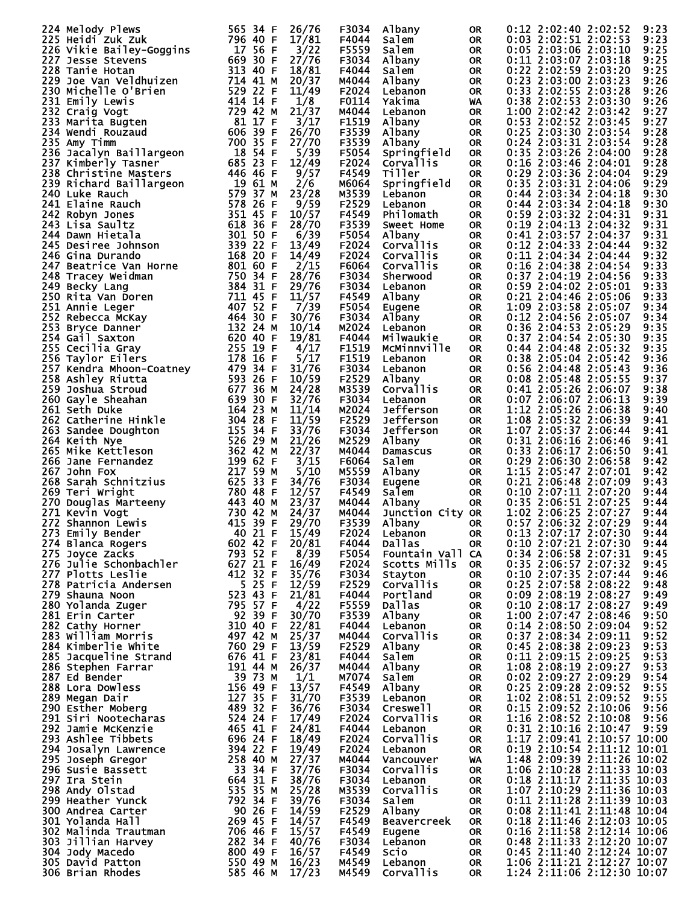| Place | Name | Bib | Age | Sex | Div Place | Division | City | State | Start Delay | Net Time | Gun Time | Pace |
|---|---|---|---|---|---|---|---|---|---|---|---|---|
| 224 | Melody Plews | 565 | 34 | F | 26/76 | F3034 | Albany | OR | 0:12 | 2:02:40 | 2:02:52 | 9:23 |
| 225 | Heidi Zuk Zuk | 796 | 40 | F | 17/81 | F4044 | Salem | OR | 0:03 | 2:02:51 | 2:02:53 | 9:23 |
| 226 | Vikie Bailey-Goggins | 17 | 56 | F | 3/22 | F5559 | Salem | OR | 0:05 | 2:03:06 | 2:03:10 | 9:25 |
| 227 | Jesse Stevens | 669 | 30 | F | 27/76 | F3034 | Albany | OR | 0:11 | 2:03:07 | 2:03:18 | 9:25 |
| 228 | Tanie Hotan | 313 | 40 | F | 18/81 | F4044 | Salem | OR | 0:22 | 2:02:59 | 2:03:20 | 9:25 |
| 229 | Joe Van Veldhuizen | 714 | 41 | M | 20/37 | M4044 | Albany | OR | 0:23 | 2:03:00 | 2:03:23 | 9:26 |
| 230 | Michelle O'Brien | 529 | 22 | F | 11/49 | F2024 | Lebanon | OR | 0:33 | 2:02:55 | 2:03:28 | 9:26 |
| 231 | Emily Lewis | 414 | 14 | F | 1/8 | F0114 | Yakima | WA | 0:38 | 2:02:53 | 2:03:30 | 9:26 |
| 232 | Craig Vogt | 729 | 42 | M | 21/37 | M4044 | Lebanon | OR | 1:00 | 2:02:42 | 2:03:42 | 9:27 |
| 233 | Marita Bugten | 81 | 17 | F | 3/17 | F1519 | Albany | OR | 0:53 | 2:02:52 | 2:03:45 | 9:27 |
| 234 | Wendi Rouzaud | 606 | 39 | F | 26/70 | F3539 | Albany | OR | 0:25 | 2:03:30 | 2:03:54 | 9:28 |
| 235 | Amy Timm | 700 | 35 | F | 27/70 | F3539 | Albany | OR | 0:24 | 2:03:31 | 2:03:54 | 9:28 |
| 236 | Jacalyn Baillargeon | 18 | 54 | F | 5/39 | F5054 | Springfield | OR | 0:35 | 2:03:26 | 2:04:00 | 9:28 |
| 237 | Kimberly Tasner | 685 | 23 | F | 12/49 | F2024 | Corvallis | OR | 0:16 | 2:03:46 | 2:04:01 | 9:28 |
| 238 | Christine Masters | 446 | 46 | F | 9/57 | F4549 | Tiller | OR | 0:29 | 2:03:36 | 2:04:04 | 9:29 |
| 239 | Richard Baillargeon | 19 | 61 | M | 2/6 | M6064 | Springfield | OR | 0:35 | 2:03:31 | 2:04:06 | 9:29 |
| 240 | Luke Rauch | 579 | 37 | M | 23/28 | M3539 | Lebanon | OR | 0:44 | 2:03:34 | 2:04:18 | 9:30 |
| 241 | Elaine Rauch | 578 | 26 | F | 9/59 | F2529 | Lebanon | OR | 0:44 | 2:03:34 | 2:04:18 | 9:30 |
| 242 | Robyn Jones | 351 | 45 | F | 10/57 | F4549 | Philomath | OR | 0:59 | 2:03:32 | 2:04:31 | 9:31 |
| 243 | Lisa Saultz | 618 | 36 | F | 28/70 | F3539 | Sweet Home | OR | 0:19 | 2:04:13 | 2:04:32 | 9:31 |
| 244 | Dawn Hietala | 301 | 50 | F | 6/39 | F5054 | Albany | OR | 0:41 | 2:03:57 | 2:04:37 | 9:31 |
| 245 | Desiree Johnson | 339 | 22 | F | 13/49 | F2024 | Corvallis | OR | 0:12 | 2:04:33 | 2:04:44 | 9:32 |
| 246 | Gina Durando | 168 | 20 | F | 14/49 | F2024 | Corvallis | OR | 0:11 | 2:04:34 | 2:04:44 | 9:32 |
| 247 | Beatrice Van Horne | 801 | 60 | F | 2/15 | F6064 | Corvallis | OR | 0:16 | 2:04:38 | 2:04:54 | 9:33 |
| 248 | Tracey Weidman | 750 | 34 | F | 28/76 | F3034 | Sherwood | OR | 0:37 | 2:04:19 | 2:04:56 | 9:33 |
| 249 | Becky Lang | 384 | 31 | F | 29/76 | F3034 | Lebanon | OR | 0:59 | 2:04:02 | 2:05:01 | 9:33 |
| 250 | Rita Van Doren | 711 | 45 | F | 11/57 | F4549 | Albany | OR | 0:21 | 2:04:46 | 2:05:06 | 9:33 |
| 251 | Annie Leger | 407 | 52 | F | 7/39 | F5054 | Eugene | OR | 1:09 | 2:03:58 | 2:05:07 | 9:34 |
| 252 | Rebecca McKay | 464 | 30 | F | 30/76 | F3034 | Albany | OR | 0:12 | 2:04:56 | 2:05:07 | 9:34 |
| 253 | Bryce Danner | 132 | 24 | M | 10/14 | M2024 | Lebanon | OR | 0:36 | 2:04:53 | 2:05:29 | 9:35 |
| 254 | Gail Saxton | 620 | 40 | F | 19/81 | F4044 | Milwaukie | OR | 0:37 | 2:04:54 | 2:05:30 | 9:35 |
| 255 | Cecilia Gray | 255 | 19 | F | 4/17 | F1519 | McMinnville | OR | 0:44 | 2:04:48 | 2:05:32 | 9:35 |
| 256 | Taylor Eilers | 178 | 16 | F | 5/17 | F1519 | Lebanon | OR | 0:38 | 2:05:04 | 2:05:42 | 9:36 |
| 257 | Kendra Mhoon-Coatney | 479 | 34 | F | 31/76 | F3034 | Lebanon | OR | 0:56 | 2:04:48 | 2:05:43 | 9:36 |
| 258 | Ashley Riutta | 593 | 26 | F | 10/59 | F2529 | Albany | OR | 0:08 | 2:05:48 | 2:05:55 | 9:37 |
| 259 | Joshua Stroud | 677 | 36 | M | 24/28 | M3539 | Corvallis | OR | 0:41 | 2:05:26 | 2:06:07 | 9:38 |
| 260 | Gayle Sheahan | 639 | 30 | F | 32/76 | F3034 | Lebanon | OR | 0:07 | 2:06:07 | 2:06:13 | 9:39 |
| 261 | Seth Duke | 164 | 23 | M | 11/14 | M2024 | Jefferson | OR | 1:12 | 2:05:26 | 2:06:38 | 9:40 |
| 262 | Catherine Hinkle | 304 | 28 | F | 11/59 | F2529 | Jefferson | OR | 1:08 | 2:05:32 | 2:06:39 | 9:41 |
| 263 | Sandee Doughton | 155 | 34 | F | 33/76 | F3034 | Jefferson | OR | 1:07 | 2:05:37 | 2:06:44 | 9:41 |
| 264 | Keith Nye | 526 | 29 | M | 21/26 | M2529 | Albany | OR | 0:31 | 2:06:16 | 2:06:46 | 9:41 |
| 265 | Mike Kettleson | 362 | 42 | M | 22/37 | M4044 | Damascus | OR | 0:33 | 2:06:17 | 2:06:50 | 9:41 |
| 266 | Jane Fernandez | 199 | 62 | F | 3/15 | F6064 | Salem | OR | 0:29 | 2:06:30 | 2:06:58 | 9:42 |
| 267 | John Fox | 217 | 59 | M | 5/10 | M5559 | Albany | OR | 1:15 | 2:05:47 | 2:07:01 | 9:42 |
| 268 | Sarah Schnitzius | 625 | 33 | F | 34/76 | F3034 | Eugene | OR | 0:21 | 2:06:48 | 2:07:09 | 9:43 |
| 269 | Teri Wright | 780 | 48 | F | 12/57 | F4549 | Salem | OR | 0:10 | 2:07:11 | 2:07:20 | 9:44 |
| 270 | Douglas Marteeny | 443 | 40 | M | 23/37 | M4044 | Albany | OR | 0:35 | 2:06:51 | 2:07:25 | 9:44 |
| 271 | Kevin Vogt | 730 | 42 | M | 24/37 | M4044 | Junction City | OR | 1:02 | 2:06:25 | 2:07:27 | 9:44 |
| 272 | Shannon Lewis | 415 | 39 | F | 29/70 | F3539 | Albany | OR | 0:57 | 2:06:32 | 2:07:29 | 9:44 |
| 273 | Emily Bender | 40 | 21 | F | 15/49 | F2024 | Lebanon | OR | 0:13 | 2:07:17 | 2:07:30 | 9:44 |
| 274 | Blanca Rogers | 602 | 42 | F | 20/81 | F4044 | Dallas | OR | 0:10 | 2:07:21 | 2:07:30 | 9:44 |
| 275 | Joyce Zacks | 793 | 52 | F | 8/39 | F5054 | Fountain Vall | CA | 0:34 | 2:06:58 | 2:07:31 | 9:45 |
| 276 | Julie Schonbachler | 627 | 21 | F | 16/49 | F2024 | Scotts Mills | OR | 0:35 | 2:06:57 | 2:07:32 | 9:45 |
| 277 | Plotts Leslie | 412 | 32 | F | 35/76 | F3034 | Stayton | OR | 0:10 | 2:07:35 | 2:07:44 | 9:46 |
| 278 | Patricia Andersen | 5 | 25 | F | 12/59 | F2529 | Corvallis | OR | 0:25 | 2:07:58 | 2:08:22 | 9:48 |
| 279 | Shauna Noon | 523 | 43 | F | 21/81 | F4044 | Portland | OR | 0:09 | 2:08:19 | 2:08:27 | 9:49 |
| 280 | Yolanda Zuger | 795 | 57 | F | 4/22 | F5559 | Dallas | OR | 0:10 | 2:08:17 | 2:08:27 | 9:49 |
| 281 | Erin Carter | 92 | 39 | F | 30/70 | F3539 | Albany | OR | 1:00 | 2:07:47 | 2:08:46 | 9:50 |
| 282 | Cathy Horner | 310 | 40 | F | 22/81 | F4044 | Lebanon | OR | 0:14 | 2:08:50 | 2:09:04 | 9:52 |
| 283 | William Morris | 497 | 42 | M | 25/37 | M4044 | Corvallis | OR | 0:37 | 2:08:34 | 2:09:11 | 9:52 |
| 284 | Kimberlie White | 760 | 29 | F | 13/59 | F2529 | Albany | OR | 0:45 | 2:08:38 | 2:09:23 | 9:53 |
| 285 | Jacqueline Strand | 676 | 41 | F | 23/81 | F4044 | Salem | OR | 0:11 | 2:09:15 | 2:09:25 | 9:53 |
| 286 | Stephen Farrar | 191 | 44 | M | 26/37 | M4044 | Albany | OR | 1:08 | 2:08:19 | 2:09:27 | 9:53 |
| 287 | Ed Bender | 39 | 73 | M | 1/1 | M7074 | Salem | OR | 0:02 | 2:09:27 | 2:09:29 | 9:54 |
| 288 | Lora Dowless | 156 | 49 | F | 13/57 | F4549 | Albany | OR | 0:25 | 2:09:28 | 2:09:52 | 9:55 |
| 289 | Megan Dair | 127 | 35 | F | 31/70 | F3539 | Lebanon | OR | 1:02 | 2:08:51 | 2:09:52 | 9:55 |
| 290 | Esther Moberg | 489 | 32 | F | 36/76 | F3034 | Creswell | OR | 0:15 | 2:09:52 | 2:10:06 | 9:56 |
| 291 | Siri Nootecharas | 524 | 24 | F | 17/49 | F2024 | Corvallis | OR | 1:16 | 2:08:52 | 2:10:08 | 9:56 |
| 292 | Jamie McKenzie | 465 | 41 | F | 24/81 | F4044 | Lebanon | OR | 0:31 | 2:10:16 | 2:10:47 | 9:59 |
| 293 | Ashlee Tibbets | 696 | 24 | F | 18/49 | F2024 | Corvallis | OR | 1:17 | 2:09:41 | 2:10:57 | 10:00 |
| 294 | Josalyn Lawrence | 394 | 22 | F | 19/49 | F2024 | Lebanon | OR | 0:19 | 2:10:54 | 2:11:12 | 10:01 |
| 295 | Joseph Gregor | 258 | 40 | M | 27/37 | M4044 | Vancouver | WA | 1:48 | 2:09:39 | 2:11:26 | 10:02 |
| 296 | Susie Bassett | 33 | 34 | F | 37/76 | F3034 | Corvallis | OR | 1:06 | 2:10:28 | 2:11:33 | 10:03 |
| 297 | Ira Stein | 664 | 31 | F | 38/76 | F3034 | Lebanon | OR | 0:18 | 2:11:17 | 2:11:35 | 10:03 |
| 298 | Andy Olstad | 535 | 35 | M | 25/28 | M3539 | Corvallis | OR | 1:07 | 2:10:29 | 2:11:36 | 10:03 |
| 299 | Heather Yunck | 792 | 34 | F | 39/76 | F3034 | Salem | OR | 0:11 | 2:11:28 | 2:11:39 | 10:03 |
| 300 | Andrea Carter | 90 | 26 | F | 14/59 | F2529 | Albany | OR | 0:08 | 2:11:41 | 2:11:48 | 10:04 |
| 301 | Yolanda Hall | 269 | 45 | F | 14/57 | F4549 | Beavercreek | OR | 0:18 | 2:11:46 | 2:12:03 | 10:05 |
| 302 | Malinda Trautman | 706 | 46 | F | 15/57 | F4549 | Eugene | OR | 0:16 | 2:11:58 | 2:12:14 | 10:06 |
| 303 | Jillian Harvey | 282 | 34 | F | 40/76 | F3034 | Lebanon | OR | 0:48 | 2:11:33 | 2:12:20 | 10:07 |
| 304 | Jody Macedo | 800 | 49 | F | 16/57 | F4549 | Scio | OR | 0:45 | 2:11:40 | 2:12:24 | 10:07 |
| 305 | David Patton | 550 | 49 | M | 16/23 | M4549 | Lebanon | OR | 1:06 | 2:11:21 | 2:12:27 | 10:07 |
| 306 | Brian Rhodes | 585 | 46 | M | 17/23 | M4549 | Corvallis | OR | 1:24 | 2:11:06 | 2:12:30 | 10:07 |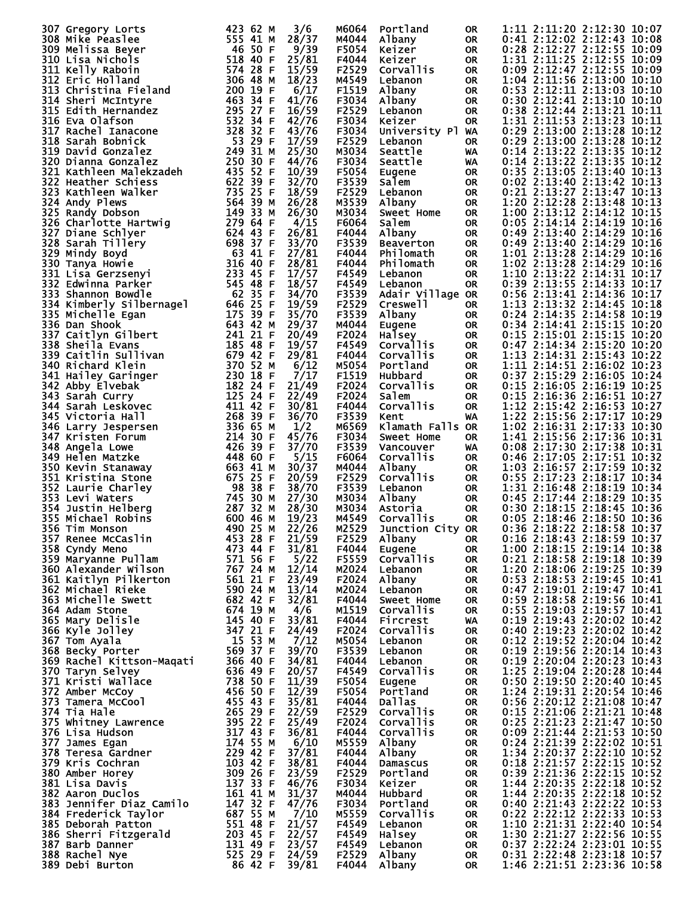| Place | Name | Bib | Age | Sex | Div Place | Division | City | State | Start Delay | Chip Time | Gun Time | Pace |
|---|---|---|---|---|---|---|---|---|---|---|---|---|
| 307 | Gregory Lorts | 423 | 62 | M | 3/6 | M6064 | Portland | OR | 1:11 | 2:11:20 | 2:12:30 | 10:07 |
| 308 | Mike Peaslee | 555 | 41 | M | 28/37 | M4044 | Albany | OR | 0:41 | 2:12:02 | 2:12:43 | 10:08 |
| 309 | Melissa Beyer | 46 | 50 | F | 9/39 | F5054 | Keizer | OR | 0:28 | 2:12:27 | 2:12:55 | 10:09 |
| 310 | Lisa Nichols | 518 | 40 | F | 25/81 | F4044 | Keizer | OR | 1:31 | 2:11:25 | 2:12:55 | 10:09 |
| 311 | Kelly Raboin | 574 | 28 | F | 15/59 | F2529 | Corvallis | OR | 0:09 | 2:12:47 | 2:12:55 | 10:09 |
| 312 | Eric Holland | 306 | 48 | M | 18/23 | M4549 | Lebanon | OR | 1:04 | 2:11:56 | 2:13:00 | 10:10 |
| 313 | Christina Fieland | 200 | 19 | F | 6/17 | F1519 | Albany | OR | 0:53 | 2:12:11 | 2:13:03 | 10:10 |
| 314 | Sheri McIntyre | 463 | 34 | F | 41/76 | F3034 | Albany | OR | 0:30 | 2:12:41 | 2:13:10 | 10:10 |
| 315 | Edith Hernandez | 295 | 27 | F | 16/59 | F2529 | Lebanon | OR | 0:38 | 2:12:44 | 2:13:21 | 10:11 |
| 316 | Eva Olafson | 532 | 34 | F | 42/76 | F3034 | Keizer | OR | 1:31 | 2:11:53 | 2:13:23 | 10:11 |
| 317 | Rachel Ianacone | 328 | 32 | F | 43/76 | F3034 | University Pl | WA | 0:29 | 2:13:00 | 2:13:28 | 10:12 |
| 318 | Sarah Bobnick | 53 | 29 | F | 17/59 | F2529 | Lebanon | OR | 0:29 | 2:13:00 | 2:13:28 | 10:12 |
| 319 | David Gonzalez | 249 | 31 | M | 25/30 | M3034 | Seattle | WA | 0:14 | 2:13:22 | 2:13:35 | 10:12 |
| 320 | Dianna Gonzalez | 250 | 30 | F | 44/76 | F3034 | Seattle | WA | 0:14 | 2:13:22 | 2:13:35 | 10:12 |
| 321 | Kathleen Malekzadeh | 435 | 52 | F | 10/39 | F5054 | Eugene | OR | 0:35 | 2:13:05 | 2:13:40 | 10:13 |
| 322 | Heather Schiess | 622 | 39 | F | 32/70 | F3539 | Salem | OR | 0:02 | 2:13:40 | 2:13:42 | 10:13 |
| 323 | Kathleen Walker | 735 | 25 | F | 18/59 | F2529 | Lebanon | OR | 0:21 | 2:13:27 | 2:13:47 | 10:13 |
| 324 | Andy Plews | 564 | 39 | M | 26/28 | M3539 | Albany | OR | 1:20 | 2:12:28 | 2:13:48 | 10:13 |
| 325 | Randy Dobson | 149 | 33 | M | 26/30 | M3034 | Sweet Home | OR | 1:00 | 2:13:12 | 2:14:12 | 10:15 |
| 326 | Charlotte Hartwig | 279 | 64 | F | 4/15 | F6064 | Salem | OR | 0:05 | 2:14:14 | 2:14:19 | 10:16 |
| 327 | Diane Schlyer | 624 | 43 | F | 26/81 | F4044 | Albany | OR | 0:49 | 2:13:40 | 2:14:29 | 10:16 |
| 328 | Sarah Tillery | 698 | 37 | F | 33/70 | F3539 | Beaverton | OR | 0:49 | 2:13:40 | 2:14:29 | 10:16 |
| 329 | Mindy Boyd | 63 | 41 | F | 27/81 | F4044 | Philomath | OR | 1:01 | 2:13:28 | 2:14:29 | 10:16 |
| 330 | Tanya Howie | 316 | 40 | F | 28/81 | F4044 | Philomath | OR | 1:02 | 2:13:28 | 2:14:29 | 10:16 |
| 331 | Lisa Gerzsenyi | 233 | 45 | F | 17/57 | F4549 | Lebanon | OR | 1:10 | 2:13:22 | 2:14:31 | 10:17 |
| 332 | Edwinna Parker | 545 | 48 | F | 18/57 | F4549 | Lebanon | OR | 0:39 | 2:13:55 | 2:14:33 | 10:17 |
| 333 | Shannon Bowdle | 62 | 35 | F | 34/70 | F3539 | Adair Village | OR | 0:56 | 2:13:41 | 2:14:36 | 10:17 |
| 334 | Kimberly Silbernagel | 646 | 25 | F | 19/59 | F2529 | Creswell | OR | 1:13 | 2:13:32 | 2:14:45 | 10:18 |
| 335 | Michelle Egan | 175 | 39 | F | 35/70 | F3539 | Albany | OR | 0:24 | 2:14:35 | 2:14:58 | 10:19 |
| 336 | Dan Shook | 643 | 42 | M | 29/37 | M4044 | Eugene | OR | 0:34 | 2:14:41 | 2:15:15 | 10:20 |
| 337 | Caitlyn Gilbert | 241 | 21 | F | 20/49 | F2024 | Halsey | OR | 0:15 | 2:15:01 | 2:15:15 | 10:20 |
| 338 | Sheila Evans | 185 | 48 | F | 19/57 | F4549 | Corvallis | OR | 0:47 | 2:14:34 | 2:15:20 | 10:20 |
| 339 | Caitlin Sullivan | 679 | 42 | F | 29/81 | F4044 | Corvallis | OR | 1:13 | 2:14:31 | 2:15:43 | 10:22 |
| 340 | Richard Klein | 370 | 52 | M | 6/12 | M5054 | Portland | OR | 1:11 | 2:14:51 | 2:16:02 | 10:23 |
| 341 | Hailey Garinger | 230 | 18 | F | 7/17 | F1519 | Hubbard | OR | 0:37 | 2:15:29 | 2:16:05 | 10:24 |
| 342 | Abby Elvebak | 182 | 24 | F | 21/49 | F2024 | Corvallis | OR | 0:15 | 2:16:05 | 2:16:19 | 10:25 |
| 343 | Sarah Curry | 125 | 24 | F | 22/49 | F2024 | Salem | OR | 0:15 | 2:16:36 | 2:16:51 | 10:27 |
| 344 | Sarah Leskovec | 411 | 42 | F | 30/81 | F4044 | Corvallis | OR | 1:12 | 2:15:42 | 2:16:53 | 10:27 |
| 345 | Victoria Hall | 268 | 39 | F | 36/70 | F3539 | Kent | WA | 1:22 | 2:15:56 | 2:17:17 | 10:29 |
| 346 | Larry Jespersen | 336 | 65 | M | 1/2 | M6569 | Klamath Falls | OR | 1:02 | 2:16:31 | 2:17:33 | 10:30 |
| 347 | Kristen Forum | 214 | 30 | F | 45/76 | F3034 | Sweet Home | OR | 1:41 | 2:15:56 | 2:17:36 | 10:31 |
| 348 | Angela Lowe | 426 | 39 | F | 37/70 | F3539 | Vancouver | WA | 0:08 | 2:17:30 | 2:17:38 | 10:31 |
| 349 | Helen Matzke | 448 | 60 | F | 5/15 | F6064 | Corvallis | OR | 0:46 | 2:17:05 | 2:17:51 | 10:32 |
| 350 | Kevin Stanaway | 663 | 41 | M | 30/37 | M4044 | Albany | OR | 1:03 | 2:16:57 | 2:17:59 | 10:32 |
| 351 | Kristina Stone | 675 | 25 | F | 20/59 | F2529 | Corvallis | OR | 0:55 | 2:17:23 | 2:18:17 | 10:34 |
| 352 | Laurie Charley | 98 | 38 | F | 38/70 | F3539 | Lebanon | OR | 1:31 | 2:16:48 | 2:18:19 | 10:34 |
| 353 | Levi Waters | 745 | 30 | M | 27/30 | M3034 | Albany | OR | 0:45 | 2:17:44 | 2:18:29 | 10:35 |
| 354 | Justin Helberg | 287 | 32 | M | 28/30 | M3034 | Astoria | OR | 0:30 | 2:18:15 | 2:18:45 | 10:36 |
| 355 | Michael Robins | 600 | 46 | M | 19/23 | M4549 | Corvallis | OR | 0:05 | 2:18:46 | 2:18:50 | 10:36 |
| 356 | Tim Monson | 490 | 25 | M | 22/26 | M2529 | Junction City | OR | 0:36 | 2:18:22 | 2:18:58 | 10:37 |
| 357 | Renee McCaslin | 453 | 28 | F | 21/59 | F2529 | Albany | OR | 0:16 | 2:18:43 | 2:18:59 | 10:37 |
| 358 | Cyndy Meno | 473 | 44 | F | 31/81 | F4044 | Eugene | OR | 1:00 | 2:18:15 | 2:19:14 | 10:38 |
| 359 | Maryanne Pullam | 571 | 56 | F | 5/22 | F5559 | Corvallis | OR | 0:21 | 2:18:58 | 2:19:18 | 10:39 |
| 360 | Alexander Wilson | 767 | 24 | M | 12/14 | M2024 | Lebanon | OR | 1:20 | 2:18:06 | 2:19:25 | 10:39 |
| 361 | Kaitlyn Pilkerton | 561 | 21 | F | 23/49 | F2024 | Albany | OR | 0:53 | 2:18:53 | 2:19:45 | 10:41 |
| 362 | Michael Rieke | 590 | 24 | M | 13/14 | M2024 | Lebanon | OR | 0:47 | 2:19:01 | 2:19:47 | 10:41 |
| 363 | Michelle Swett | 682 | 42 | F | 32/81 | F4044 | Sweet Home | OR | 0:59 | 2:18:58 | 2:19:56 | 10:41 |
| 364 | Adam Stone | 674 | 19 | M | 4/6 | M1519 | Corvallis | OR | 0:55 | 2:19:03 | 2:19:57 | 10:41 |
| 365 | Mary Delisle | 145 | 40 | F | 33/81 | F4044 | Fircrest | WA | 0:19 | 2:19:43 | 2:20:02 | 10:42 |
| 366 | Kyle Jolley | 347 | 21 | F | 24/49 | F2024 | Corvallis | OR | 0:40 | 2:19:23 | 2:20:02 | 10:42 |
| 367 | Tom Ayala | 15 | 53 | M | 7/12 | M5054 | Lebanon | OR | 0:12 | 2:19:52 | 2:20:04 | 10:42 |
| 368 | Becky Porter | 569 | 37 | F | 39/70 | F3539 | Lebanon | OR | 0:19 | 2:19:56 | 2:20:14 | 10:43 |
| 369 | Rachel Kittson-Maqati | 366 | 40 | F | 34/81 | F4044 | Lebanon | OR | 0:19 | 2:20:04 | 2:20:23 | 10:43 |
| 370 | Taryn Selvey | 636 | 49 | F | 20/57 | F4549 | Corvallis | OR | 1:25 | 2:19:04 | 2:20:28 | 10:44 |
| 371 | Kristi Wallace | 738 | 50 | F | 11/39 | F5054 | Eugene | OR | 0:50 | 2:19:50 | 2:20:40 | 10:45 |
| 372 | Amber McCoy | 456 | 50 | F | 12/39 | F5054 | Portland | OR | 1:24 | 2:19:31 | 2:20:54 | 10:46 |
| 373 | Tamera McCool | 455 | 43 | F | 35/81 | F4044 | Dallas | OR | 0:56 | 2:20:12 | 2:21:08 | 10:47 |
| 374 | Tia Hale | 265 | 29 | F | 22/59 | F2529 | Corvallis | OR | 0:15 | 2:21:06 | 2:21:21 | 10:48 |
| 375 | Whitney Lawrence | 395 | 22 | F | 25/49 | F2024 | Corvallis | OR | 0:25 | 2:21:23 | 2:21:47 | 10:50 |
| 376 | Lisa Hudson | 317 | 43 | F | 36/81 | F4044 | Corvallis | OR | 0:09 | 2:21:44 | 2:21:53 | 10:50 |
| 377 | James Egan | 174 | 55 | M | 6/10 | M5559 | Albany | OR | 0:24 | 2:21:39 | 2:22:02 | 10:51 |
| 378 | Teresa Gardner | 229 | 42 | F | 37/81 | F4044 | Albany | OR | 1:34 | 2:20:37 | 2:22:10 | 10:52 |
| 379 | Kris Cochran | 103 | 42 | F | 38/81 | F4044 | Damascus | OR | 0:18 | 2:21:57 | 2:22:15 | 10:52 |
| 380 | Amber Horey | 309 | 26 | F | 23/59 | F2529 | Portland | OR | 0:39 | 2:21:36 | 2:22:15 | 10:52 |
| 381 | Lisa Davis | 137 | 33 | F | 46/76 | F3034 | Keizer | OR | 1:44 | 2:20:35 | 2:22:18 | 10:52 |
| 382 | Aaron Duclos | 161 | 41 | M | 31/37 | M4044 | Hubbard | OR | 1:44 | 2:20:35 | 2:22:18 | 10:52 |
| 383 | Jennifer Diaz Camilo | 147 | 32 | F | 47/76 | F3034 | Portland | OR | 0:40 | 2:21:43 | 2:22:22 | 10:53 |
| 384 | Frederick Taylor | 687 | 55 | M | 7/10 | M5559 | Corvallis | OR | 0:22 | 2:22:12 | 2:22:33 | 10:53 |
| 385 | Deborah Patton | 551 | 48 | F | 21/57 | F4549 | Lebanon | OR | 1:10 | 2:21:31 | 2:22:40 | 10:54 |
| 386 | Sherri Fitzgerald | 203 | 45 | F | 22/57 | F4549 | Halsey | OR | 1:30 | 2:21:27 | 2:22:56 | 10:55 |
| 387 | Barb Danner | 131 | 49 | F | 23/57 | F4549 | Lebanon | OR | 0:37 | 2:22:24 | 2:23:01 | 10:55 |
| 388 | Rachel Nye | 525 | 29 | F | 24/59 | F2529 | Albany | OR | 0:31 | 2:22:48 | 2:23:18 | 10:57 |
| 389 | Debi Burton | 86 | 42 | F | 39/81 | F4044 | Albany | OR | 1:46 | 2:21:51 | 2:23:36 | 10:58 |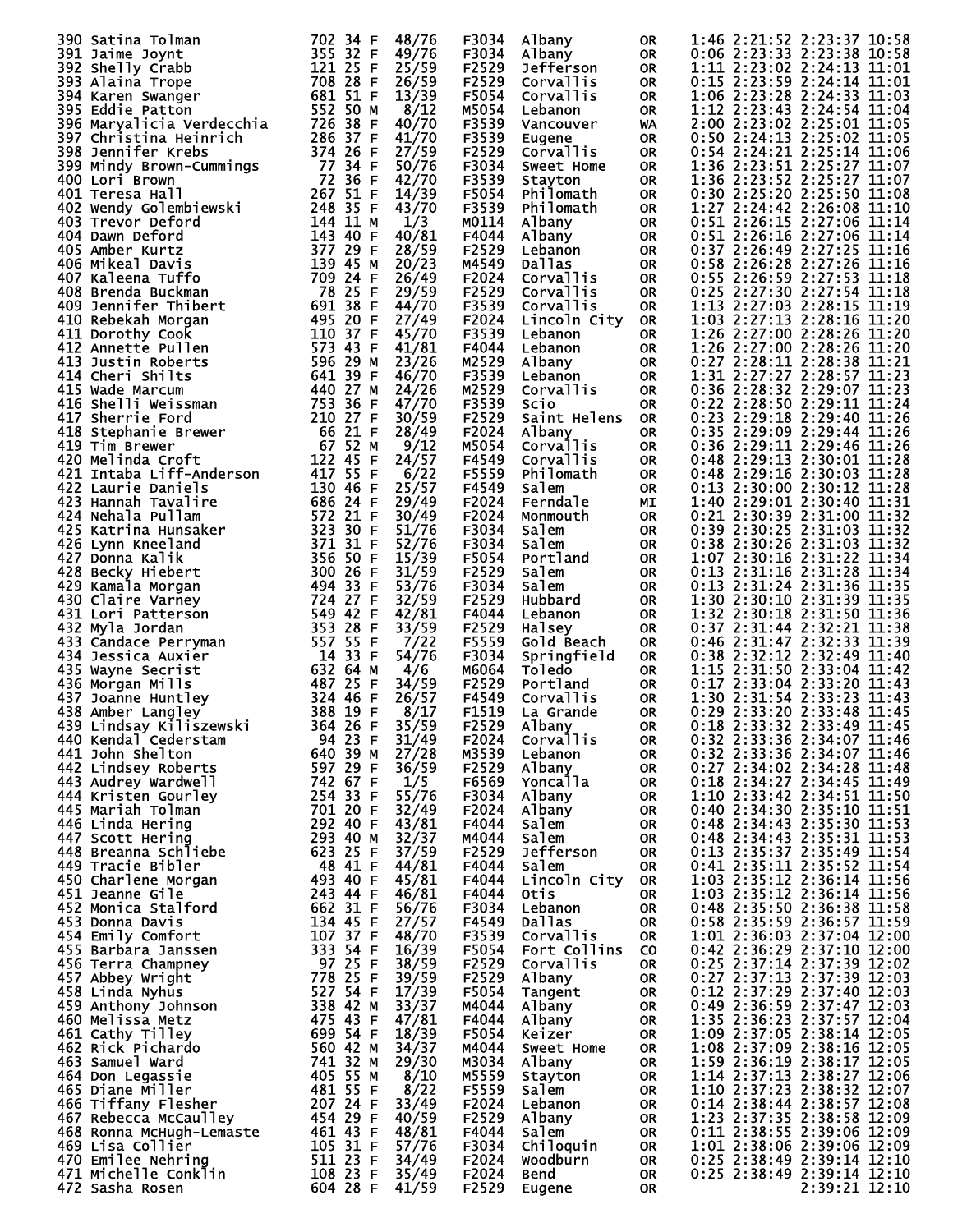```
390 Satina Tolman            702 34 F  48/76   F3034  Albany        OR   1:46 2:21:52 2:23:37 10:58
391 Jaime Joynt              355 32 F  49/76   F3034  Albany        OR   0:06 2:23:33 2:23:38 10:58
392 Shelly Crabb             121 25 F  25/59   F2529  Jefferson     OR   1:11 2:23:02 2:24:13 11:01
393 Alaina Trope             708 28 F  26/59   F2529  Corvallis     OR   0:15 2:23:59 2:24:14 11:01
394 Karen Swanger            681 51 F  13/39   F5054  Corvallis     OR   1:06 2:23:28 2:24:33 11:03
395 Eddie Patton             552 50 M   8/12   M5054  Lebanon       OR   1:12 2:23:43 2:24:54 11:04
396 Maryalicia Verdecchia    726 38 F  40/70   F3539  Vancouver     WA   2:00 2:23:02 2:25:01 11:05
397 Christina Heinrich       286 37 F  41/70   F3539  Eugene        OR   0:50 2:24:13 2:25:02 11:05
398 Jennifer Krebs           374 26 F  27/59   F2529  Corvallis     OR   0:54 2:24:21 2:25:14 11:06
399 Mindy Brown-Cummings      77 34 F  50/76   F3034  Sweet Home    OR   1:36 2:23:51 2:25:27 11:07
400 Lori Brown                72 36 F  42/70   F3539  Stayton       OR   1:36 2:23:52 2:25:27 11:07
401 Teresa Hall              267 51 F  14/39   F5054  Philomath     OR   0:30 2:25:20 2:25:50 11:08
402 Wendy Golembiewski       248 35 F  43/70   F3539  Philomath     OR   1:27 2:24:42 2:26:08 11:10
403 Trevor Deford            144 11 M   1/3    M0114  Albany        OR   0:51 2:26:15 2:27:06 11:14
404 Dawn Deford              143 40 F  40/81   F4044  Albany        OR   0:51 2:26:16 2:27:06 11:14
405 Amber Kurtz              377 29 F  28/59   F2529  Lebanon       OR   0:37 2:26:49 2:27:25 11:16
406 Mikeal Davis             139 45 M  20/23   M4549  Dallas        OR   0:58 2:26:28 2:27:26 11:16
407 Kaleena Tuffo            709 24 F  26/49   F2024  Corvallis     OR   0:55 2:26:59 2:27:53 11:18
408 Brenda Buckman            78 25 F  29/59   F2529  Corvallis     OR   0:25 2:27:30 2:27:54 11:18
409 Jennifer Thibert         691 38 F  44/70   F3539  Corvallis     OR   1:13 2:27:03 2:28:15 11:19
410 Rebekah Morgan           495 20 F  27/49   F2024  Lincoln City  OR   1:03 2:27:13 2:28:16 11:20
411 Dorothy Cook             110 37 F  45/70   F3539  Lebanon       OR   1:26 2:27:00 2:28:26 11:20
412 Annette Pullen           573 43 F  41/81   F4044  Lebanon       OR   1:26 2:27:00 2:28:26 11:20
413 Justin Roberts           596 29 M  23/26   M2529  Albany        OR   0:27 2:28:11 2:28:38 11:21
414 Cheri Shilts             641 39 F  46/70   F3539  Lebanon       OR   1:31 2:27:27 2:28:57 11:23
415 Wade Marcum              440 27 M  24/26   M2529  Corvallis     OR   0:36 2:28:32 2:29:07 11:23
416 Shelli Weissman          753 36 F  47/70   F3539  Scio          OR   0:22 2:28:50 2:29:11 11:24
417 Sherrie Ford             210 27 F  30/59   F2529  Saint Helens  OR   0:23 2:29:18 2:29:40 11:26
418 Stephanie Brewer          66 21 F  28/49   F2024  Albany        OR   0:35 2:29:09 2:29:44 11:26
419 Tim Brewer                67 52 M   9/12   M5054  Corvallis     OR   0:36 2:29:11 2:29:46 11:26
420 Melinda Croft            122 45 F  24/57   F4549  Corvallis     OR   0:48 2:29:13 2:30:01 11:28
421 Intaba Liff-Anderson     417 55 F   6/22   F5559  Philomath     OR   0:48 2:29:16 2:30:03 11:28
422 Laurie Daniels           130 46 F  25/57   F4549  Salem         OR   0:13 2:30:00 2:30:12 11:28
423 Hannah Tavalire          686 24 F  29/49   F2024  Ferndale      MI   1:40 2:29:01 2:30:40 11:31
424 Nehala Pullam            572 21 F  30/49   F2024  Monmouth      OR   0:21 2:30:39 2:31:00 11:32
425 Katrina Hunsaker         323 30 F  51/76   F3034  Salem         OR   0:39 2:30:25 2:31:03 11:32
426 Lynn Kneeland            371 31 F  52/76   F3034  Salem         OR   0:38 2:30:26 2:31:03 11:32
427 Donna Kalik              356 50 F  15/39   F5054  Portland      OR   1:07 2:30:16 2:31:22 11:34
428 Becky Hiebert            300 26 F  31/59   F2529  Salem         OR   0:13 2:31:16 2:31:28 11:34
429 Kamala Morgan            494 33 F  53/76   F3034  Salem         OR   0:13 2:31:24 2:31:36 11:35
430 Claire Varney            724 27 F  32/59   F2529  Hubbard       OR   1:30 2:30:10 2:31:39 11:35
431 Lori Patterson           549 42 F  42/81   F4044  Lebanon       OR   1:32 2:30:18 2:31:50 11:36
432 Myla Jordan              353 28 F  33/59   F2529  Halsey        OR   0:37 2:31:44 2:32:21 11:38
433 Candace Perryman         557 55 F   7/22   F5559  Gold Beach    OR   0:46 2:31:47 2:32:33 11:39
434 Jessica Auxier            14 33 F  54/76   F3034  Springfield   OR   0:38 2:32:12 2:32:49 11:40
435 Wayne Secrist            632 64 M   4/6    M6064  Toledo        OR   1:15 2:31:50 2:33:04 11:42
436 Morgan Mills             487 25 F  34/59   F2529  Portland      OR   0:17 2:33:04 2:33:20 11:43
437 Joanne Huntley           324 46 F  26/57   F4549  Corvallis     OR   1:30 2:31:54 2:33:23 11:43
438 Amber Langley            388 19 F   8/17   F1519  La Grande     OR   0:29 2:33:20 2:33:48 11:45
439 Lindsay Kiliszewski      364 26 F  35/59   F2529  Albany        OR   0:18 2:33:32 2:33:49 11:45
440 Kendal Cederstam          94 23 F  31/49   F2024  Corvallis     OR   0:32 2:33:36 2:34:07 11:46
441 John Shelton             640 39 M  27/28   M3539  Lebanon       OR   0:32 2:33:36 2:34:07 11:46
442 Lindsey Roberts          597 29 F  36/59   F2529  Albany        OR   0:27 2:34:02 2:34:28 11:48
443 Audrey Wardwell          742 67 F   1/5    F6569  Yoncalla      OR   0:18 2:34:27 2:34:45 11:49
444 Kristen Gourley          254 33 F  55/76   F3034  Albany        OR   1:10 2:33:42 2:34:51 11:50
445 Mariah Tolman            701 20 F  32/49   F2024  Albany        OR   0:40 2:34:30 2:35:10 11:51
446 Linda Hering             292 40 F  43/81   F4044  Salem         OR   0:48 2:34:43 2:35:30 11:53
447 Scott Hering             293 40 M  32/37   M4044  Salem         OR   0:48 2:34:43 2:35:31 11:53
448 Breanna Schliebe         623 25 F  37/59   F2529  Jefferson     OR   0:13 2:35:37 2:35:49 11:54
449 Tracie Bibler             48 41 F  44/81   F4044  Salem         OR   0:41 2:35:11 2:35:52 11:54
450 Charlene Morgan          493 40 F  45/81   F4044  Lincoln City  OR   1:03 2:35:12 2:36:14 11:56
451 Jeanne Gile              243 44 F  46/81   F4044  Otis          OR   1:03 2:35:12 2:36:14 11:56
452 Monica Stalford          662 31 F  56/76   F3034  Lebanon       OR   0:48 2:35:50 2:36:38 11:58
453 Donna Davis              134 45 F  27/57   F4549  Dallas        OR   0:58 2:35:59 2:36:57 11:59
454 Emily Comfort            107 37 F  48/70   F3539  Corvallis     OR   1:01 2:36:03 2:37:04 12:00
455 Barbara Janssen          333 54 F  16/39   F5054  Fort Collins  CO   0:42 2:36:29 2:37:10 12:00
456 Terra Champney            97 25 F  38/59   F2529  Corvallis     OR   0:25 2:37:14 2:37:39 12:02
457 Abbey Wright             778 25 F  39/59   F2529  Albany        OR   0:27 2:37:13 2:37:39 12:03
458 Linda Nyhus              527 54 F  17/39   F5054  Tangent       OR   0:12 2:37:29 2:37:40 12:03
459 Anthony Johnson          338 42 M  33/37   M4044  Albany        OR   0:49 2:36:59 2:37:47 12:03
460 Melissa Metz             475 43 F  47/81   F4044  Albany        OR   1:35 2:36:23 2:37:57 12:04
461 Cathy Tilley             699 54 F  18/39   F5054  Keizer        OR   1:09 2:37:05 2:38:14 12:05
462 Rick Pichardo            560 42 M  34/37   M4044  Sweet Home    OR   1:08 2:37:09 2:38:16 12:05
463 Samuel Ward              741 32 M  29/30   M3034  Albany        OR   1:59 2:36:19 2:38:17 12:05
464 Don Legassie             405 55 M   8/10   M5559  Stayton       OR   1:14 2:37:13 2:38:27 12:06
465 Diane Miller             481 55 F   8/22   F5559  Salem         OR   1:10 2:37:23 2:38:32 12:07
466 Tiffany Flesher          207 24 F  33/49   F2024  Lebanon       OR   0:14 2:38:44 2:38:57 12:08
467 Rebecca McCaulley        454 29 F  40/59   F2529  Albany        OR   1:23 2:37:35 2:38:58 12:09
468 Ronna McHugh-Lemaste     461 43 F  48/81   F4044  Salem         OR   0:11 2:38:55 2:39:06 12:09
469 Lisa Collier             105 31 F  57/76   F3034  Chiloquin     OR   1:01 2:38:06 2:39:06 12:09
470 Emilee Nehring           511 23 F  34/49   F2024  Woodburn      OR   0:25 2:38:49 2:39:14 12:10
471 Michelle Conklin         108 23 F  35/49   F2024  Bend          OR   0:25 2:38:49 2:39:14 12:10
472 Sasha Rosen              604 28 F  41/59   F2529  Eugene        OR                2:39:21 12:10
```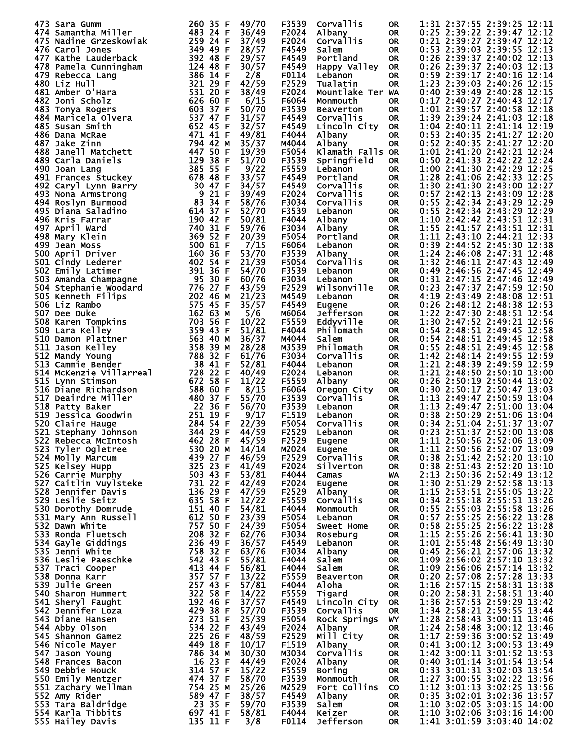```
473 Sara Gumm               260 35 F  49/70   F3539  Corvallis      OR   1:31 2:37:55 2:39:25 12:11
474 Samantha Miller         483 24 F  36/49   F2024  Albany         OR   0:25 2:39:22 2:39:47 12:12
475 Nadine Grzeskowiak      259 24 F  37/49   F2024  Corvallis      OR   0:21 2:39:27 2:39:47 12:12
476 Carol Jones             349 49 F  28/57   F4549  Salem          OR   0:53 2:39:03 2:39:55 12:13
477 Kathe Lauderback        392 48 F  29/57   F4549  Portland       OR   0:26 2:39:37 2:40:02 12:13
478 Pamela Cunningham       124 48 F  30/57   F4549  Happy Valley   OR   0:26 2:39:37 2:40:03 12:13
479 Rebecca Lang            386 14 F   2/8    F0114  Lebanon        OR   0:59 2:39:17 2:40:16 12:14
480 Liz Hull                321 29 F  42/59   F2529  Tualatin       OR   1:23 2:39:03 2:40:26 12:15
481 Amber O'Hara            531 20 F  38/49   F2024  Mountlake Ter  WA   0:40 2:39:49 2:40:28 12:15
482 Joni Scholz             626 60 F   6/15   F6064  Monmouth       OR   0:17 2:40:27 2:40:43 12:17
483 Tonya Rogers            603 37 F  50/70   F3539  Beaverton      OR   1:01 2:39:57 2:40:58 12:18
484 Maricela Olvera         537 47 F  31/57   F4549  Corvallis      OR   1:39 2:39:24 2:41:03 12:18
485 Susan Smith             652 45 F  32/57   F4549  Lincoln City   OR   1:04 2:40:11 2:41:14 12:19
486 Dana McRae              471 41 F  49/81   F4044  Albany         OR   0:53 2:40:35 2:41:27 12:20
487 Jake Zinn               794 42 M  35/37   M4044  Albany         OR   0:52 2:40:35 2:41:27 12:20
488 Janell Matchett         447 50 F  19/39   F5054  Klamath Falls  OR   1:01 2:41:20 2:42:21 12:24
489 Carla Daniels           129 38 F  51/70   F3539  Springfield    OR   0:50 2:41:33 2:42:22 12:24
490 Joan Lang               385 55 F   9/22   F5559  Lebanon        OR   1:00 2:41:30 2:42:29 12:25
491 Frances Stuckey         678 48 F  33/57   F4549  Portland       OR   1:28 2:41:06 2:42:33 12:25
492 Caryl Lynn Barry         30 47 F  34/57   F4549  Corvallis      OR   1:30 2:41:30 2:43:00 12:27
493 Nona Armstrong            9 21 F  39/49   F2024  Corvallis      OR   0:57 2:42:13 2:43:09 12:28
494 Roslyn Burmood           83 34 F  58/76   F3034  Corvallis      OR   0:55 2:42:34 2:43:29 12:29
495 Diana Saladino          614 37 F  52/70   F3539  Lebanon        OR   0:55 2:42:34 2:43:29 12:29
496 Kris Farrar             190 42 F  50/81   F4044  Albany         OR   1:10 2:42:42 2:43:51 12:31
497 April Ward              740 31 F  59/76   F3034  Albany         OR   1:55 2:41:57 2:43:51 12:31
498 Mary Klein              369 52 F  20/39   F5054  Portland       OR   1:11 2:43:10 2:44:21 12:33
499 Jean Moss               500 61 F   7/15   F6064  Lebanon        OR   0:39 2:44:52 2:45:30 12:38
500 April Driver            160 36 F  53/70   F3539  Albany         OR   1:24 2:46:08 2:47:31 12:48
501 Cindy Lederer           402 54 F  21/39   F5054  Corvallis      OR   1:32 2:46:11 2:47:43 12:49
502 Emily Latimer           391 36 F  54/70   F3539  Lebanon        OR   0:49 2:46:56 2:47:45 12:49
503 Amanda Champagne         95 30 F  60/76   F3034  Lebanon        OR   0:31 2:47:15 2:47:46 12:49
504 Stephanie Woodard       776 27 F  43/59   F2529  Wilsonville    OR   0:23 2:47:37 2:47:59 12:50
505 Kenneth Filips          202 46 M  21/23   M4549  Lebanon        OR   4:19 2:43:49 2:48:08 12:51
506 Liz Rambo               575 45 F  35/57   F4549  Eugene         OR   0:26 2:48:12 2:48:38 12:53
507 Dee Duke                162 63 M   5/6    M6064  Jefferson      OR   1:22 2:47:30 2:48:51 12:54
508 Karen Tompkins          703 56 F  10/22   F5559  Eddyville      OR   1:30 2:47:52 2:49:21 12:56
509 Lara Kelley             359 43 F  51/81   F4044  Philomath      OR   0:54 2:48:51 2:49:45 12:58
510 Damon Plattner          563 40 M  36/37   M4044  Salem          OR   0:54 2:48:51 2:49:45 12:58
511 Jason Kelley            358 39 M  28/28   M3539  Philomath      OR   0:55 2:48:51 2:49:45 12:58
512 Mandy Young             788 32 F  61/76   F3034  Corvallis      OR   1:42 2:48:14 2:49:55 12:59
513 Cammie Bender            38 41 F  52/81   F4044  Lebanon        OR   1:21 2:48:39 2:49:59 12:59
514 McKenzie Villarreal     728 22 F  40/49   F2024  Lebanon        OR   1:21 2:48:50 2:50:10 13:00
515 Lynn Stimson            672 58 F  11/22   F5559  Albany         OR   0:26 2:50:19 2:50:44 13:02
516 Diane Richardson        588 60 F   8/15   F6064  Oregon City    OR   0:30 2:50:17 2:50:47 13:03
517 Deairdre Miller         480 37 F  55/70   F3539  Corvallis      OR   1:13 2:49:47 2:50:59 13:04
518 Patty Baker              22 36 F  56/70   F3539  Lebanon        OR   1:13 2:49:47 2:51:00 13:04
519 Jessica Goodwin         251 19 F   9/17   F1519  Lebanon        OR   0:38 2:50:29 2:51:06 13:04
520 Claire Hauge            284 54 F  22/39   F5054  Corvallis      OR   0:34 2:51:04 2:51:37 13:07
521 Stephany Johnson        344 29 F  44/59   F2529  Lebanon        OR   0:23 2:51:37 2:52:00 13:08
522 Rebecca McIntosh        462 28 F  45/59   F2529  Eugene         OR   1:11 2:50:56 2:52:06 13:09
523 Tyler Ogletree          530 20 M  14/14   M2024  Eugene         OR   1:11 2:50:56 2:52:07 13:09
524 Molly Marcum            439 27 F  46/59   F2529  Corvallis      OR   0:38 2:51:42 2:52:20 13:10
525 Kelsey Hupp             325 23 F  41/49   F2024  Silverton      OR   0:38 2:51:43 2:52:20 13:10
526 Carrie Murphy           503 43 F  53/81   F4044  Camas          WA   2:13 2:50:36 2:52:49 13:12
527 Caitlin Vuylsteke       731 22 F  42/49   F2024  Eugene         OR   1:30 2:51:29 2:52:58 13:13
528 Jennifer Davis          136 29 F  47/59   F2529  Albany         OR   1:15 2:53:51 2:55:05 13:22
529 Leslie Seitz            635 58 F  12/22   F5559  Corvallis      OR   0:34 2:55:18 2:55:51 13:26
530 Dorothy Domrude         151 40 F  54/81   F4044  Monmouth       OR   0:55 2:55:03 2:55:58 13:26
531 Mary Ann Russell        612 50 F  23/39   F5054  Lebanon        OR   0:57 2:55:25 2:56:22 13:28
532 Dawn White              757 50 F  24/39   F5054  Sweet Home     OR   0:58 2:55:25 2:56:22 13:28
533 Ronda Fluetsch          208 32 F  62/76   F3034  Roseburg       OR   1:15 2:55:26 2:56:41 13:30
534 Gayle Giddings          236 49 F  36/57   F4549  Lebanon        OR   1:01 2:55:48 2:56:49 13:30
535 Jenni White             758 32 F  63/76   F3034  Albany         OR   0:45 2:56:21 2:57:06 13:32
536 Leslie Paeschke         542 43 F  55/81   F4044  Salem          OR   1:09 2:56:02 2:57:10 13:32
537 Traci Cooper            413 44 F  56/81   F4044  Salem          OR   1:09 2:56:06 2:57:14 13:32
538 Donna Karr              357 57 F  13/22   F5559  Beaverton      OR   0:20 2:57:08 2:57:28 13:33
539 Julie Green             257 43 F  57/81   F4044  Aloha          OR   1:16 2:57:15 2:58:31 13:38
540 Sharon Hummert          322 58 F  14/22   F5559  Tigard         OR   0:20 2:58:31 2:58:51 13:40
541 Sheryl Faught           192 46 F  37/57   F4549  Lincoln City   OR   1:36 2:57:53 2:59:29 13:42
542 Jennifer Loza           429 38 F  57/70   F3539  Corvallis      OR   1:34 2:58:21 2:59:55 13:44
543 Diane Hansen            273 51 F  25/39   F5054  Rock Springs   WY   1:28 2:58:43 3:00:11 13:46
544 Abby Olson              534 22 F  43/49   F2024  Albany         OR   1:24 2:58:48 3:00:12 13:46
545 Shannon Gamez           225 26 F  48/59   F2529  Mill City      OR   1:17 2:59:36 3:00:52 13:49
546 Nicole Mayer            449 18 F  10/17   F1519  Albany         OR   0:41 3:00:12 3:00:53 13:49
547 Jason Young             786 34 M  30/30   M3034  Corvallis      OR   1:42 3:00:11 3:01:52 13:53
548 Frances Bacon            16 23 F  44/49   F2024  Albany         OR   0:40 3:01:14 3:01:54 13:54
549 Debbie Houck            314 57 F  15/22   F5559  Boring         OR   0:33 3:01:31 3:02:03 13:54
550 Emily Mentzer           474 37 F  58/70   F3539  Monmouth       OR   1:27 3:00:55 3:02:22 13:56
551 Zachary Wellman         754 25 M  25/26   M2529  Fort Collins   CO   1:12 3:01:13 3:02:25 13:56
552 Amy Rider               589 47 F  38/57   F4549  Albany         OR   0:35 3:02:01 3:02:36 13:57
553 Tara Baldridge           23 35 F  59/70   F3539  Salem          OR   1:10 3:02:05 3:03:15 14:00
554 Karla Tibbits           697 41 F  58/81   F4044  Keizer         OR   1:10 3:02:06 3:03:16 14:00
555 Hailey Davis            135 11 F   3/8    F0114  Jefferson      OR   1:41 3:01:59 3:03:40 14:02
```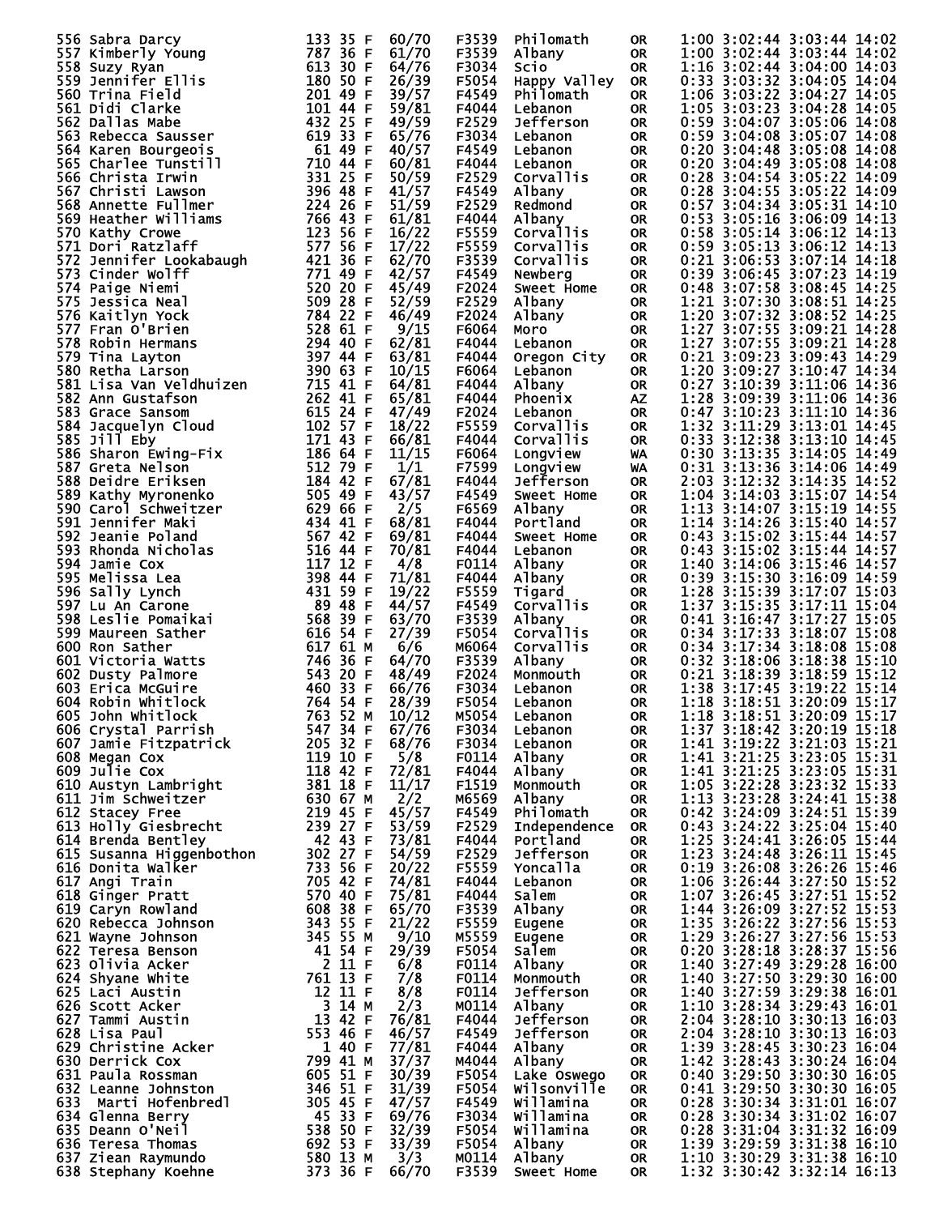```
556 Sabra Darcy            133 35 F  60/70   F3539  Philomath     OR   1:00 3:02:44 3:03:44 14:02
557 Kimberly Young         787 36 F  61/70   F3539  Albany        OR   1:00 3:02:44 3:03:44 14:02
558 Suzy Ryan              613 30 F  64/76   F3034  Scio          OR   1:16 3:02:44 3:04:00 14:03
559 Jennifer Ellis         180 50 F  26/39   F5054  Happy Valley  OR   0:33 3:03:32 3:04:05 14:04
560 Trina Field            201 49 F  39/57   F4549  Philomath     OR   1:06 3:03:22 3:04:27 14:05
561 Didi Clarke            101 44 F  59/81   F4044  Lebanon       OR   1:05 3:03:23 3:04:28 14:05
562 Dallas Mabe            432 25 F  49/59   F2529  Jefferson     OR   0:59 3:04:07 3:05:06 14:08
563 Rebecca Sausser        619 33 F  65/76   F3034  Lebanon       OR   0:59 3:04:08 3:05:07 14:08
564 Karen Bourgeois         61 49 F  40/57   F4549  Lebanon       OR   0:20 3:04:48 3:05:08 14:08
565 Charlee Tunstill       710 44 F  60/81   F4044  Lebanon       OR   0:20 3:04:49 3:05:08 14:08
566 Christa Irwin          331 25 F  50/59   F2529  Corvallis     OR   0:28 3:04:54 3:05:22 14:09
567 Christi Lawson         396 48 F  41/57   F4549  Albany        OR   0:28 3:04:55 3:05:22 14:09
568 Annette Fullmer        224 26 F  51/59   F2529  Redmond       OR   0:57 3:04:34 3:05:31 14:10
569 Heather Williams       766 43 F  61/81   F4044  Albany        OR   0:53 3:05:16 3:06:09 14:13
570 Kathy Crowe            123 56 F  16/22   F5559  Corvallis     OR   0:58 3:05:14 3:06:12 14:13
571 Dori Ratzlaff          577 56 F  17/22   F5559  Corvallis     OR   0:59 3:05:13 3:06:12 14:13
572 Jennifer Lookabaugh    421 36 F  62/70   F3539  Corvallis     OR   0:21 3:06:53 3:07:14 14:18
573 Cinder Wolff           771 49 F  42/57   F4549  Newberg       OR   0:39 3:06:45 3:07:23 14:19
574 Paige Niemi            520 20 F  45/49   F2024  Sweet Home    OR   0:48 3:07:58 3:08:45 14:25
575 Jessica Neal           509 28 F  52/59   F2529  Albany        OR   1:21 3:07:30 3:08:51 14:25
576 Kaitlyn Yock           784 22 F  46/49   F2024  Albany        OR   1:20 3:07:32 3:08:52 14:25
577 Fran O'Brien           528 61 F   9/15   F6064  Moro          OR   1:27 3:07:55 3:09:21 14:28
578 Robin Hermans          294 40 F  62/81   F4044  Lebanon       OR   1:27 3:07:55 3:09:21 14:28
579 Tina Layton            397 44 F  63/81   F4044  Oregon City   OR   0:21 3:09:23 3:09:43 14:29
580 Retha Larson           390 63 F  10/15   F6064  Lebanon       OR   1:20 3:09:27 3:10:47 14:34
581 Lisa Van Veldhuizen    715 41 F  64/81   F4044  Albany        OR   0:27 3:10:39 3:11:06 14:36
582 Ann Gustafson          262 41 F  65/81   F4044  Phoenix       AZ   1:28 3:09:39 3:11:06 14:36
583 Grace Sansom           615 24 F  47/49   F2024  Lebanon       OR   0:47 3:10:23 3:11:10 14:36
584 Jacquelyn Cloud        102 57 F  18/22   F5559  Corvallis     OR   1:32 3:11:29 3:13:01 14:45
585 Jill Eby               171 43 F  66/81   F4044  Corvallis     OR   0:33 3:12:38 3:13:10 14:45
586 Sharon Ewing-Fix       186 64 F  11/15   F6064  Longview      WA   0:30 3:13:35 3:14:05 14:49
587 Greta Nelson           512 79 F   1/1    F7599  Longview      WA   0:31 3:13:36 3:14:06 14:49
588 Deidre Eriksen         184 42 F  67/81   F4044  Jefferson     OR   2:03 3:12:32 3:14:35 14:52
589 Kathy Myronenko        505 49 F  43/57   F4549  Sweet Home    OR   1:04 3:14:03 3:15:07 14:54
590 Carol Schweitzer       629 66 F   2/5    F6569  Albany        OR   1:13 3:14:07 3:15:19 14:55
591 Jennifer Maki          434 41 F  68/81   F4044  Portland      OR   1:14 3:14:26 3:15:40 14:57
592 Jeanie Poland          567 42 F  69/81   F4044  Sweet Home    OR   0:43 3:15:02 3:15:44 14:57
593 Rhonda Nicholas        516 44 F  70/81   F4044  Lebanon       OR   0:43 3:15:02 3:15:44 14:57
594 Jamie Cox              117 12 F   4/8    F0114  Albany        OR   1:40 3:14:06 3:15:46 14:57
595 Melissa Lea            398 44 F  71/81   F4044  Albany        OR   0:39 3:15:30 3:16:09 14:59
596 Sally Lynch            431 59 F  19/22   F5559  Tigard        OR   1:28 3:15:39 3:17:07 15:03
597 Lu An Carone            89 48 F  44/57   F4549  Corvallis     OR   1:37 3:15:35 3:17:11 15:04
598 Leslie Pomaikai        568 39 F  63/70   F3539  Albany        OR   0:41 3:16:47 3:17:27 15:05
599 Maureen Sather         616 54 F  27/39   F5054  Corvallis     OR   0:34 3:17:33 3:18:07 15:08
600 Ron Sather             617 61 M   6/6    M6064  Corvallis     OR   0:34 3:17:34 3:18:08 15:08
601 Victoria Watts         746 36 F  64/70   F3539  Albany        OR   0:32 3:18:06 3:18:38 15:10
602 Dusty Palmore          543 20 F  48/49   F2024  Monmouth      OR   0:21 3:18:39 3:18:59 15:12
603 Erica McGuire          460 33 F  66/76   F3034  Lebanon       OR   1:38 3:17:45 3:19:22 15:14
604 Robin Whitlock         764 54 F  28/39   F5054  Lebanon       OR   1:18 3:18:51 3:20:09 15:17
605 John Whitlock          763 52 M  10/12   M5054  Lebanon       OR   1:18 3:18:51 3:20:09 15:17
606 Crystal Parrish        547 34 F  67/76   F3034  Lebanon       OR   1:37 3:18:42 3:20:19 15:18
607 Jamie Fitzpatrick      205 32 F  68/76   F3034  Lebanon       OR   1:41 3:19:22 3:21:03 15:21
608 Megan Cox              119 10 F   5/8    F0114  Albany        OR   1:41 3:21:25 3:23:05 15:31
609 Julie Cox              118 42 F  72/81   F4044  Albany        OR   1:41 3:21:25 3:23:05 15:31
610 Austyn Lambright       381 18 F  11/17   F1519  Monmouth      OR   1:05 3:22:28 3:23:32 15:33
611 Jim Schweitzer         630 67 M   2/2    M6569  Albany        OR   1:13 3:23:28 3:24:41 15:38
612 Stacey Free            219 45 F  45/57   F4549  Philomath     OR   0:42 3:24:09 3:24:51 15:39
613 Holly Giesbrecht       239 27 F  53/59   F2529  Independence  OR   0:43 3:24:22 3:25:04 15:40
614 Brenda Bentley          42 43 F  73/81   F4044  Portland      OR   1:25 3:24:41 3:26:05 15:44
615 Susanna Higgenbothon   302 27 F  54/59   F2529  Jefferson     OR   1:23 3:24:48 3:26:11 15:45
616 Donita Walker          733 56 F  20/22   F5559  Yoncalla      OR   0:19 3:26:08 3:26:26 15:46
617 Angi Train             705 42 F  74/81   F4044  Lebanon       OR   1:06 3:26:44 3:27:50 15:52
618 Ginger Pratt           570 40 F  75/81   F4044  Salem         OR   1:07 3:26:45 3:27:51 15:52
619 Caryn Rowland          608 38 F  65/70   F3539  Albany        OR   1:44 3:26:09 3:27:52 15:53
620 Rebecca Johnson        343 55 F  21/22   F5559  Eugene        OR   1:35 3:26:22 3:27:56 15:53
621 Wayne Johnson          345 55 M   9/10   M5559  Eugene        OR   1:29 3:26:27 3:27:56 15:53
622 Teresa Benson           41 54 F  29/39   F5054  Salem         OR   0:20 3:28:18 3:28:37 15:56
623 Olivia Acker             2 11 F   6/8    F0114  Albany        OR   1:40 3:27:49 3:29:28 16:00
624 Shyane White           761 13 F   7/8    F0114  Monmouth      OR   1:40 3:27:50 3:29:30 16:00
625 Laci Austin             12 11 F   8/8    F0114  Jefferson     OR   1:40 3:27:59 3:29:38 16:01
626 Scott Acker              3 14 M   2/3    M0114  Albany        OR   1:10 3:28:34 3:29:43 16:01
627 Tammi Austin            13 42 F  76/81   F4044  Jefferson     OR   2:04 3:28:10 3:30:13 16:03
628 Lisa Paul              553 46 F  46/57   F4549  Jefferson     OR   2:04 3:28:10 3:30:13 16:03
629 Christine Acker          1 40 F  77/81   F4044  Albany        OR   1:39 3:28:45 3:30:23 16:04
630 Derrick Cox            799 41 M  37/37   M4044  Albany        OR   1:42 3:28:43 3:30:24 16:04
631 Paula Rossman          605 51 F  30/39   F5054  Lake Oswego   OR   0:40 3:29:50 3:30:30 16:05
632 Leanne Johnston        346 51 F  31/39   F5054  Wilsonville   OR   0:41 3:29:50 3:30:30 16:05
633  Marti Hofenbredl      305 45 F  47/57   F4549  Willamina     OR   0:28 3:30:34 3:31:01 16:07
634 Glenna Berry            45 33 F  69/76   F3034  Willamina     OR   0:28 3:30:34 3:31:02 16:07
635 Deann O'Neil           538 50 F  32/39   F5054  Willamina     OR   0:28 3:31:04 3:31:32 16:09
636 Teresa Thomas          692 53 F  33/39   F5054  Albany        OR   1:39 3:29:59 3:31:38 16:10
637 Ziean Raymundo         580 13 M   3/3    M0114  Albany        OR   1:10 3:30:29 3:31:38 16:10
638 Stephany Koehne        373 36 F  66/70   F3539  Sweet Home    OR   1:32 3:30:42 3:32:14 16:13
```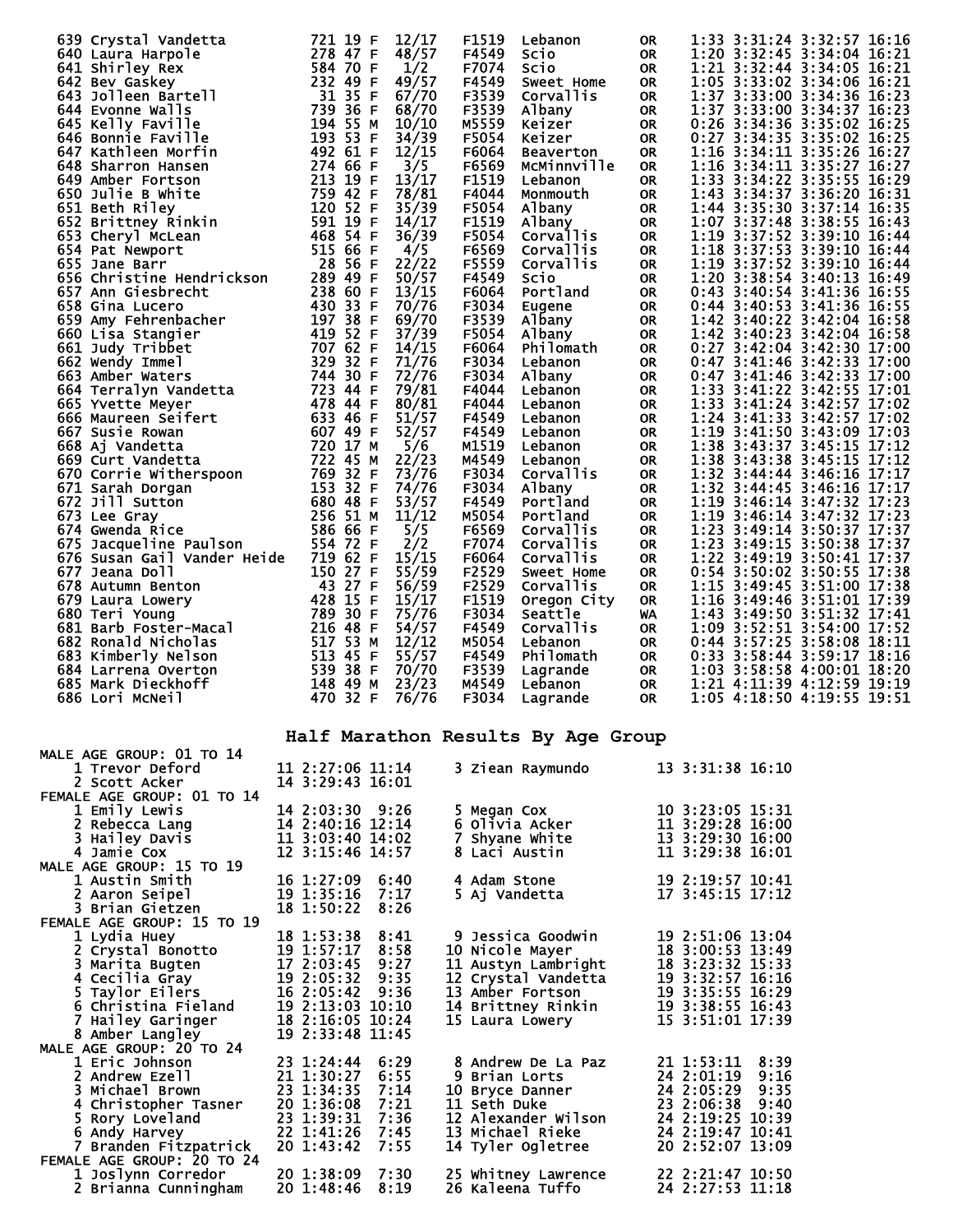| Place | Name | Bib | Age | Sex | Div Place | Division | City | State | Time1 | Net Time | Gun Time | Pace |
|---|---|---|---|---|---|---|---|---|---|---|---|---|
| 639 | Crystal Vandetta | 721 | 19 | F | 12/17 | F1519 | Lebanon | OR | 1:33 | 3:31:24 | 3:32:57 | 16:16 |
| 640 | Laura Harpole | 278 | 47 | F | 48/57 | F4549 | Scio | OR | 1:20 | 3:32:45 | 3:34:04 | 16:21 |
| 641 | Shirley Rex | 584 | 70 | F | 1/2 | F7074 | Scio | OR | 1:21 | 3:32:44 | 3:34:05 | 16:21 |
| 642 | Bev Gaskey | 232 | 49 | F | 49/57 | F4549 | Sweet Home | OR | 1:05 | 3:33:02 | 3:34:06 | 16:21 |
| 643 | Jolleen Bartell | 31 | 35 | F | 67/70 | F3539 | Corvallis | OR | 1:37 | 3:33:00 | 3:34:36 | 16:23 |
| 644 | Evonne Walls | 739 | 36 | F | 68/70 | F3539 | Albany | OR | 1:37 | 3:33:00 | 3:34:37 | 16:23 |
| 645 | Kelly Faville | 194 | 55 | M | 10/10 | M5559 | Keizer | OR | 0:26 | 3:34:36 | 3:35:02 | 16:25 |
| 646 | Bonnie Faville | 193 | 53 | F | 34/39 | F5054 | Keizer | OR | 0:27 | 3:34:35 | 3:35:02 | 16:25 |
| 647 | Kathleen Morfin | 492 | 61 | F | 12/15 | F6064 | Beaverton | OR | 1:16 | 3:34:11 | 3:35:26 | 16:27 |
| 648 | Sharron Hansen | 274 | 66 | F | 3/5 | F6569 | McMinnville | OR | 1:16 | 3:34:11 | 3:35:27 | 16:27 |
| 649 | Amber Fortson | 213 | 19 | F | 13/17 | F1519 | Lebanon | OR | 1:33 | 3:34:22 | 3:35:55 | 16:29 |
| 650 | Julie B White | 759 | 42 | F | 78/81 | F4044 | Monmouth | OR | 1:43 | 3:34:37 | 3:36:20 | 16:31 |
| 651 | Beth Riley | 120 | 52 | F | 35/39 | F5054 | Albany | OR | 1:44 | 3:35:30 | 3:37:14 | 16:35 |
| 652 | Brittney Rinkin | 591 | 19 | F | 14/17 | F1519 | Albany | OR | 1:07 | 3:37:48 | 3:38:55 | 16:43 |
| 653 | Cheryl McLean | 468 | 54 | F | 36/39 | F5054 | Corvallis | OR | 1:19 | 3:37:52 | 3:39:10 | 16:44 |
| 654 | Pat Newport | 515 | 66 | F | 4/5 | F6569 | Corvallis | OR | 1:18 | 3:37:53 | 3:39:10 | 16:44 |
| 655 | Jane Barr | 28 | 56 | F | 22/22 | F5559 | Corvallis | OR | 1:19 | 3:37:52 | 3:39:10 | 16:44 |
| 656 | Christine Hendrickson | 289 | 49 | F | 50/57 | F4549 | Scio | OR | 1:20 | 3:38:54 | 3:40:13 | 16:49 |
| 657 | Ann Giesbrecht | 238 | 60 | F | 13/15 | F6064 | Portland | OR | 0:43 | 3:40:54 | 3:41:36 | 16:55 |
| 658 | Gina Lucero | 430 | 33 | F | 70/76 | F3034 | Eugene | OR | 0:44 | 3:40:53 | 3:41:36 | 16:55 |
| 659 | Amy Fehrenbacher | 197 | 38 | F | 69/70 | F3539 | Albany | OR | 1:42 | 3:40:22 | 3:42:04 | 16:58 |
| 660 | Lisa Stangier | 419 | 52 | F | 37/39 | F5054 | Albany | OR | 1:42 | 3:40:23 | 3:42:04 | 16:58 |
| 661 | Judy Tribbet | 707 | 62 | F | 14/15 | F6064 | Philomath | OR | 0:27 | 3:42:04 | 3:42:30 | 17:00 |
| 662 | Wendy Immel | 329 | 32 | F | 71/76 | F3034 | Lebanon | OR | 0:47 | 3:41:46 | 3:42:33 | 17:00 |
| 663 | Amber Waters | 744 | 30 | F | 72/76 | F3034 | Albany | OR | 0:47 | 3:41:46 | 3:42:33 | 17:00 |
| 664 | Terralyn Vandetta | 723 | 44 | F | 79/81 | F4044 | Lebanon | OR | 1:33 | 3:41:22 | 3:42:55 | 17:01 |
| 665 | Yvette Meyer | 478 | 44 | F | 80/81 | F4044 | Lebanon | OR | 1:33 | 3:41:24 | 3:42:57 | 17:02 |
| 666 | Maureen Seifert | 633 | 46 | F | 51/57 | F4549 | Lebanon | OR | 1:24 | 3:41:33 | 3:42:57 | 17:02 |
| 667 | Susie Rowan | 607 | 49 | F | 52/57 | F4549 | Lebanon | OR | 1:19 | 3:41:50 | 3:43:09 | 17:03 |
| 668 | Aj Vandetta | 720 | 17 | M | 5/6 | M1519 | Lebanon | OR | 1:38 | 3:43:37 | 3:45:15 | 17:12 |
| 669 | Curt Vandetta | 722 | 45 | M | 22/23 | M4549 | Lebanon | OR | 1:38 | 3:43:38 | 3:45:15 | 17:12 |
| 670 | Corrie Witherspoon | 769 | 32 | F | 73/76 | F3034 | Corvallis | OR | 1:32 | 3:44:44 | 3:46:16 | 17:17 |
| 671 | Sarah Dorgan | 153 | 32 | F | 74/76 | F3034 | Albany | OR | 1:32 | 3:44:45 | 3:46:16 | 17:17 |
| 672 | Jill Sutton | 680 | 48 | F | 53/57 | F4549 | Portland | OR | 1:19 | 3:46:14 | 3:47:32 | 17:23 |
| 673 | Lee Gray | 256 | 51 | M | 11/12 | M5054 | Portland | OR | 1:19 | 3:46:14 | 3:47:32 | 17:23 |
| 674 | Gwenda Rice | 586 | 66 | F | 5/5 | F6569 | Corvallis | OR | 1:23 | 3:49:14 | 3:50:37 | 17:37 |
| 675 | Jacqueline Paulson | 554 | 72 | F | 2/2 | F7074 | Corvallis | OR | 1:23 | 3:49:15 | 3:50:38 | 17:37 |
| 676 | Susan Gail Vander Heide | 719 | 62 | F | 15/15 | F6064 | Corvallis | OR | 1:22 | 3:49:19 | 3:50:41 | 17:37 |
| 677 | Jeana Doll | 150 | 27 | F | 55/59 | F2529 | Sweet Home | OR | 0:54 | 3:50:02 | 3:50:55 | 17:38 |
| 678 | Autumn Benton | 43 | 27 | F | 56/59 | F2529 | Corvallis | OR | 1:15 | 3:49:45 | 3:51:00 | 17:38 |
| 679 | Laura Lowery | 428 | 15 | F | 15/17 | F1519 | Oregon City | OR | 1:16 | 3:49:46 | 3:51:01 | 17:39 |
| 680 | Teri Young | 789 | 30 | F | 75/76 | F3034 | Seattle | WA | 1:43 | 3:49:50 | 3:51:32 | 17:41 |
| 681 | Barb Foster-Macal | 216 | 48 | F | 54/57 | F4549 | Corvallis | OR | 1:09 | 3:52:51 | 3:54:00 | 17:52 |
| 682 | Ronald Nicholas | 517 | 53 | M | 12/12 | M5054 | Lebanon | OR | 0:44 | 3:57:25 | 3:58:08 | 18:11 |
| 683 | Kimberly Nelson | 513 | 45 | F | 55/57 | F4549 | Philomath | OR | 0:33 | 3:58:44 | 3:59:17 | 18:16 |
| 684 | Larrena Overton | 539 | 38 | F | 70/70 | F3539 | Lagrande | OR | 1:03 | 3:58:58 | 4:00:01 | 18:20 |
| 685 | Mark Dieckhoff | 148 | 49 | M | 23/23 | M4549 | Lebanon | OR | 1:21 | 4:11:39 | 4:12:59 | 19:19 |
| 686 | Lori McNeil | 470 | 32 | F | 76/76 | F3034 | Lagrande | OR | 1:05 | 4:18:50 | 4:19:55 | 19:51 |

## Half Marathon Results By Age Group

**MALE AGE GROUP: 01 TO 14**

| Place | Name | Age | Time | Pace |
|---|---|---|---|---|
| 1 | Trevor Deford | 11 | 2:27:06 | 11:14 |
| 2 | Scott Acker | 14 | 3:29:43 | 16:01 |
| 3 | Ziean Raymundo | 13 | 3:31:38 | 16:10 |

**FEMALE AGE GROUP: 01 TO 14**

| Place | Name | Age | Time | Pace |
|---|---|---|---|---|
| 1 | Emily Lewis | 14 | 2:03:30 | 9:26 |
| 2 | Rebecca Lang | 14 | 2:40:16 | 12:14 |
| 3 | Hailey Davis | 11 | 3:03:40 | 14:02 |
| 4 | Jamie Cox | 12 | 3:15:46 | 14:57 |
| 5 | Megan Cox | 10 | 3:23:05 | 15:31 |
| 6 | Olivia Acker | 11 | 3:29:28 | 16:00 |
| 7 | Shyane White | 13 | 3:29:30 | 16:00 |
| 8 | Laci Austin | 11 | 3:29:38 | 16:01 |

**MALE AGE GROUP: 15 TO 19**

| Place | Name | Age | Time | Pace |
|---|---|---|---|---|
| 1 | Austin Smith | 16 | 1:27:09 | 6:40 |
| 2 | Aaron Seipel | 19 | 1:35:16 | 7:17 |
| 3 | Brian Gietzen | 18 | 1:50:22 | 8:26 |
| 4 | Adam Stone | 19 | 2:19:57 | 10:41 |
| 5 | Aj Vandetta | 17 | 3:45:15 | 17:12 |

**FEMALE AGE GROUP: 15 TO 19**

| Place | Name | Age | Time | Pace |
|---|---|---|---|---|
| 1 | Lydia Huey | 18 | 1:53:38 | 8:41 |
| 2 | Crystal Bonotto | 19 | 1:57:17 | 8:58 |
| 3 | Marita Bugten | 17 | 2:03:45 | 9:27 |
| 4 | Cecilia Gray | 19 | 2:05:32 | 9:35 |
| 5 | Taylor Eilers | 16 | 2:05:42 | 9:36 |
| 6 | Christina Fieland | 19 | 2:13:03 | 10:10 |
| 7 | Hailey Garinger | 18 | 2:16:05 | 10:24 |
| 8 | Amber Langley | 19 | 2:33:48 | 11:45 |
| 9 | Jessica Goodwin | 19 | 2:51:06 | 13:04 |
| 10 | Nicole Mayer | 18 | 3:00:53 | 13:49 |
| 11 | Austyn Lambright | 18 | 3:23:32 | 15:33 |
| 12 | Crystal Vandetta | 19 | 3:32:57 | 16:16 |
| 13 | Amber Fortson | 19 | 3:35:55 | 16:29 |
| 14 | Brittney Rinkin | 19 | 3:38:55 | 16:43 |
| 15 | Laura Lowery | 15 | 3:51:01 | 17:39 |

**MALE AGE GROUP: 20 TO 24**

| Place | Name | Age | Time | Pace |
|---|---|---|---|---|
| 1 | Eric Johnson | 23 | 1:24:44 | 6:29 |
| 2 | Andrew Ezell | 21 | 1:30:27 | 6:55 |
| 3 | Michael Brown | 23 | 1:34:35 | 7:14 |
| 4 | Christopher Tasner | 20 | 1:36:08 | 7:21 |
| 5 | Rory Loveland | 23 | 1:39:31 | 7:36 |
| 6 | Andy Harvey | 22 | 1:41:26 | 7:45 |
| 7 | Branden Fitzpatrick | 20 | 1:43:42 | 7:55 |
| 8 | Andrew De La Paz | 21 | 1:53:11 | 8:39 |
| 9 | Brian Lorts | 24 | 2:01:19 | 9:16 |
| 10 | Bryce Danner | 24 | 2:05:29 | 9:35 |
| 11 | Seth Duke | 23 | 2:06:38 | 9:40 |
| 12 | Alexander Wilson | 24 | 2:19:25 | 10:39 |
| 13 | Michael Rieke | 24 | 2:19:47 | 10:41 |
| 14 | Tyler Ogletree | 20 | 2:52:07 | 13:09 |

**FEMALE AGE GROUP: 20 TO 24**

| Place | Name | Age | Time | Pace |
|---|---|---|---|---|
| 1 | Joslynn Corredor | 20 | 1:38:09 | 7:30 |
| 2 | Brianna Cunningham | 20 | 1:48:46 | 8:19 |
| 25 | Whitney Lawrence | 22 | 2:21:47 | 10:50 |
| 26 | Kaleena Tuffo | 24 | 2:27:53 | 11:18 |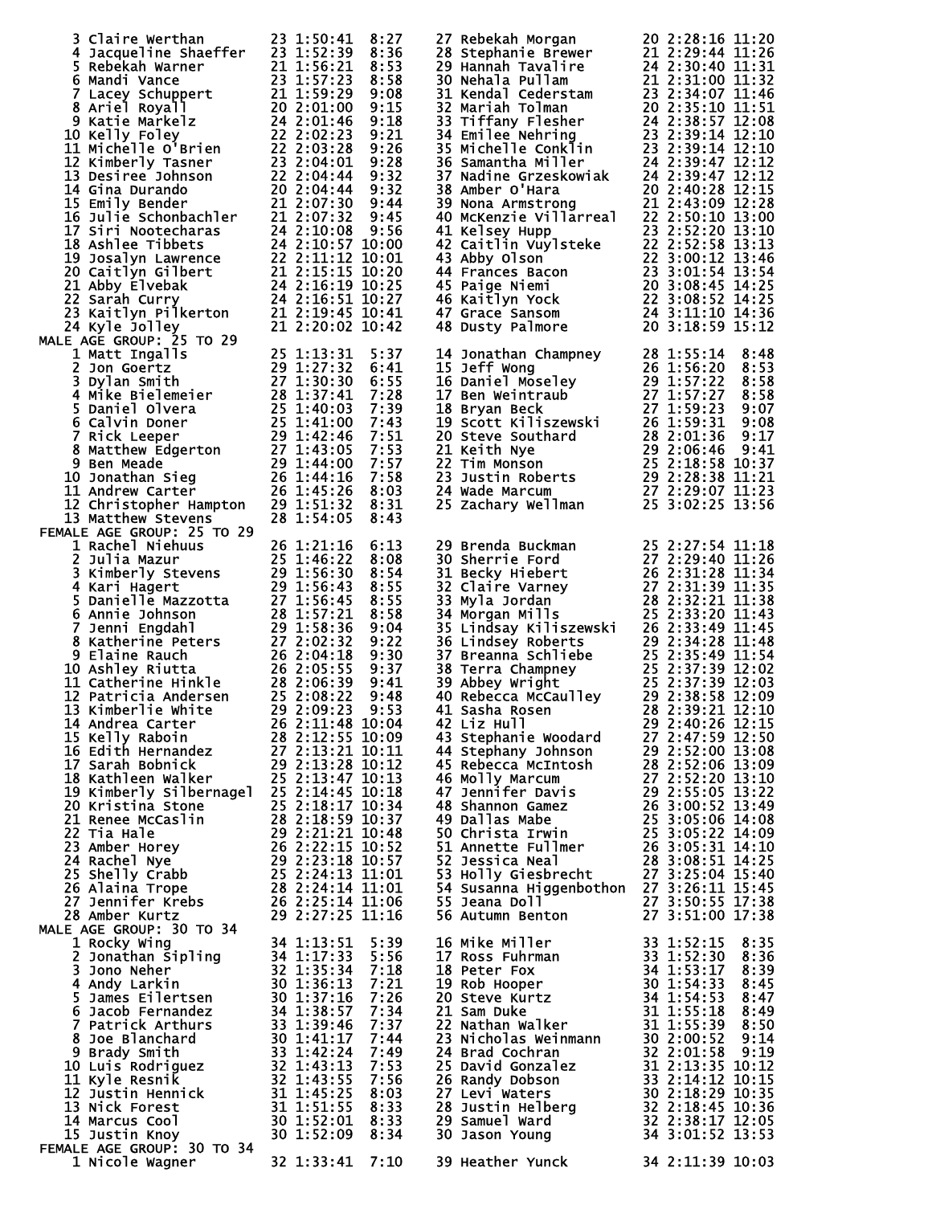| Place | Name | Age | Time | Pace |
|---|---|---|---|---|
| 3 | Claire Werthan | 23 | 1:50:41 | 8:27 |
| 4 | Jacqueline Shaeffer | 23 | 1:52:39 | 8:36 |
| 5 | Rebekah Warner | 21 | 1:56:21 | 8:53 |
| 6 | Mandi Vance | 23 | 1:57:23 | 8:58 |
| 7 | Lacey Schuppert | 21 | 1:59:29 | 9:08 |
| 8 | Ariel Royall | 20 | 2:01:00 | 9:15 |
| 9 | Katie Markelz | 24 | 2:01:46 | 9:18 |
| 10 | Kelly Foley | 22 | 2:02:23 | 9:21 |
| 11 | Michelle O'Brien | 22 | 2:03:28 | 9:26 |
| 12 | Kimberly Tasner | 23 | 2:04:01 | 9:28 |
| 13 | Desiree Johnson | 22 | 2:04:44 | 9:32 |
| 14 | Gina Durando | 20 | 2:04:44 | 9:32 |
| 15 | Emily Bender | 21 | 2:07:30 | 9:44 |
| 16 | Julie Schonbachler | 21 | 2:07:32 | 9:45 |
| 17 | Siri Nootecharas | 24 | 2:10:08 | 9:56 |
| 18 | Ashlee Tibbets | 24 | 2:10:57 | 10:00 |
| 19 | Josalyn Lawrence | 22 | 2:11:12 | 10:01 |
| 20 | Caitlyn Gilbert | 21 | 2:15:15 | 10:20 |
| 21 | Abby Elvebak | 24 | 2:16:19 | 10:25 |
| 22 | Sarah Curry | 24 | 2:16:51 | 10:27 |
| 23 | Kaitlyn Pilkerton | 21 | 2:19:45 | 10:41 |
| 24 | Kyle Jolley | 21 | 2:20:02 | 10:42 |
| 27 | Rebekah Morgan | 20 | 2:28:16 | 11:20 |
| 28 | Stephanie Brewer | 21 | 2:29:44 | 11:26 |
| 29 | Hannah Tavalire | 24 | 2:30:40 | 11:31 |
| 30 | Nehala Pullam | 21 | 2:31:00 | 11:32 |
| 31 | Kendal Cederstam | 23 | 2:34:07 | 11:46 |
| 32 | Mariah Tolman | 20 | 2:35:10 | 11:51 |
| 33 | Tiffany Flesher | 24 | 2:38:57 | 12:08 |
| 34 | Emilee Nehring | 23 | 2:39:14 | 12:10 |
| 35 | Michelle Conklin | 23 | 2:39:14 | 12:10 |
| 36 | Samantha Miller | 24 | 2:39:47 | 12:12 |
| 37 | Nadine Grzeskowiak | 24 | 2:39:47 | 12:12 |
| 38 | Amber O'Hara | 20 | 2:40:28 | 12:15 |
| 39 | Nona Armstrong | 21 | 2:43:09 | 12:28 |
| 40 | McKenzie Villarreal | 22 | 2:50:10 | 13:00 |
| 41 | Kelsey Hupp | 23 | 2:52:20 | 13:10 |
| 42 | Caitlin Vuylsteke | 22 | 2:52:58 | 13:13 |
| 43 | Abby Olson | 22 | 3:00:12 | 13:46 |
| 44 | Frances Bacon | 23 | 3:01:54 | 13:54 |
| 45 | Paige Niemi | 20 | 3:08:45 | 14:25 |
| 46 | Kaitlyn Yock | 22 | 3:08:52 | 14:25 |
| 47 | Grace Sansom | 24 | 3:11:10 | 14:36 |
| 48 | Dusty Palmore | 20 | 3:18:59 | 15:12 |

MALE AGE GROUP: 25 TO 29

| Place | Name | Age | Time | Pace |
|---|---|---|---|---|
| 1 | Matt Ingalls | 25 | 1:13:31 | 5:37 |
| 2 | Jon Goertz | 29 | 1:27:32 | 6:41 |
| 3 | Dylan Smith | 27 | 1:30:30 | 6:55 |
| 4 | Mike Bielemeier | 28 | 1:37:41 | 7:28 |
| 5 | Daniel Olvera | 25 | 1:40:03 | 7:39 |
| 6 | Calvin Doner | 25 | 1:41:00 | 7:43 |
| 7 | Rick Leeper | 29 | 1:42:46 | 7:51 |
| 8 | Matthew Edgerton | 27 | 1:43:05 | 7:53 |
| 9 | Ben Meade | 29 | 1:44:00 | 7:57 |
| 10 | Jonathan Sieg | 26 | 1:44:16 | 7:58 |
| 11 | Andrew Carter | 26 | 1:45:26 | 8:03 |
| 12 | Christopher Hampton | 29 | 1:51:32 | 8:31 |
| 13 | Matthew Stevens | 28 | 1:54:05 | 8:43 |
| 14 | Jonathan Champney | 28 | 1:55:14 | 8:48 |
| 15 | Jeff Wong | 26 | 1:56:20 | 8:53 |
| 16 | Daniel Moseley | 29 | 1:57:22 | 8:58 |
| 17 | Ben Weintraub | 27 | 1:57:27 | 8:58 |
| 18 | Bryan Beck | 27 | 1:59:23 | 9:07 |
| 19 | Scott Kiliszewski | 26 | 1:59:31 | 9:08 |
| 20 | Steve Southard | 28 | 2:01:36 | 9:17 |
| 21 | Keith Nye | 29 | 2:06:46 | 9:41 |
| 22 | Tim Monson | 25 | 2:18:58 | 10:37 |
| 23 | Justin Roberts | 29 | 2:28:38 | 11:21 |
| 24 | Wade Marcum | 27 | 2:29:07 | 11:23 |
| 25 | Zachary Wellman | 25 | 3:02:25 | 13:56 |

FEMALE AGE GROUP: 25 TO 29

| Place | Name | Age | Time | Pace |
|---|---|---|---|---|
| 1 | Rachel Niehuus | 26 | 1:21:16 | 6:13 |
| 2 | Julia Mazur | 25 | 1:46:22 | 8:08 |
| 3 | Kimberly Stevens | 29 | 1:56:30 | 8:54 |
| 4 | Kari Hagert | 29 | 1:56:43 | 8:55 |
| 5 | Danielle Mazzotta | 27 | 1:56:45 | 8:55 |
| 6 | Annie Johnson | 28 | 1:57:21 | 8:58 |
| 7 | Jenni Engdahl | 29 | 1:58:36 | 9:04 |
| 8 | Katherine Peters | 27 | 2:02:32 | 9:22 |
| 9 | Elaine Rauch | 26 | 2:04:18 | 9:30 |
| 10 | Ashley Riutta | 26 | 2:05:55 | 9:37 |
| 11 | Catherine Hinkle | 28 | 2:06:39 | 9:41 |
| 12 | Patricia Andersen | 25 | 2:08:22 | 9:48 |
| 13 | Kimberlie White | 29 | 2:09:23 | 9:53 |
| 14 | Andrea Carter | 26 | 2:11:48 | 10:04 |
| 15 | Kelly Raboin | 28 | 2:12:55 | 10:09 |
| 16 | Edith Hernandez | 27 | 2:13:21 | 10:11 |
| 17 | Sarah Bobnick | 29 | 2:13:28 | 10:12 |
| 18 | Kathleen Walker | 25 | 2:13:47 | 10:13 |
| 19 | Kimberly Silbernagel | 25 | 2:14:45 | 10:18 |
| 20 | Kristina Stone | 25 | 2:18:17 | 10:34 |
| 21 | Renee McCaslin | 28 | 2:18:59 | 10:37 |
| 22 | Tia Hale | 29 | 2:21:21 | 10:48 |
| 23 | Amber Horey | 26 | 2:22:15 | 10:52 |
| 24 | Rachel Nye | 29 | 2:23:18 | 10:57 |
| 25 | Shelly Crabb | 25 | 2:24:13 | 11:01 |
| 26 | Alaina Trope | 28 | 2:24:14 | 11:01 |
| 27 | Jennifer Krebs | 26 | 2:25:14 | 11:06 |
| 28 | Amber Kurtz | 29 | 2:27:25 | 11:16 |
| 29 | Brenda Buckman | 25 | 2:27:54 | 11:18 |
| 30 | Sherrie Ford | 27 | 2:29:40 | 11:26 |
| 31 | Becky Hiebert | 26 | 2:31:28 | 11:34 |
| 32 | Claire Varney | 27 | 2:31:39 | 11:35 |
| 33 | Myla Jordan | 28 | 2:32:21 | 11:38 |
| 34 | Morgan Mills | 25 | 2:33:20 | 11:43 |
| 35 | Lindsay Kiliszewski | 26 | 2:33:49 | 11:45 |
| 36 | Lindsey Roberts | 29 | 2:34:28 | 11:48 |
| 37 | Breanna Schliebe | 25 | 2:35:49 | 11:54 |
| 38 | Terra Champney | 25 | 2:37:39 | 12:02 |
| 39 | Abbey Wright | 25 | 2:37:39 | 12:03 |
| 40 | Rebecca McCaulley | 29 | 2:38:58 | 12:09 |
| 41 | Sasha Rosen | 28 | 2:39:21 | 12:10 |
| 42 | Liz Hull | 29 | 2:40:26 | 12:15 |
| 43 | Stephanie Woodard | 27 | 2:47:59 | 12:50 |
| 44 | Stephany Johnson | 29 | 2:52:00 | 13:08 |
| 45 | Rebecca McIntosh | 28 | 2:52:06 | 13:09 |
| 46 | Molly Marcum | 27 | 2:52:20 | 13:10 |
| 47 | Jennifer Davis | 29 | 2:55:05 | 13:22 |
| 48 | Shannon Gamez | 26 | 3:00:52 | 13:49 |
| 49 | Dallas Mabe | 25 | 3:05:06 | 14:08 |
| 50 | Christa Irwin | 25 | 3:05:22 | 14:09 |
| 51 | Annette Fullmer | 26 | 3:05:31 | 14:10 |
| 52 | Jessica Neal | 28 | 3:08:51 | 14:25 |
| 53 | Holly Giesbrecht | 27 | 3:25:04 | 15:40 |
| 54 | Susanna Higgenbothon | 27 | 3:26:11 | 15:45 |
| 55 | Jeana Doll | 27 | 3:50:55 | 17:38 |
| 56 | Autumn Benton | 27 | 3:51:00 | 17:38 |

MALE AGE GROUP: 30 TO 34

| Place | Name | Age | Time | Pace |
|---|---|---|---|---|
| 1 | Rocky Wing | 34 | 1:13:51 | 5:39 |
| 2 | Jonathan Sipling | 34 | 1:17:33 | 5:56 |
| 3 | Jono Neher | 32 | 1:35:34 | 7:18 |
| 4 | Andy Larkin | 30 | 1:36:13 | 7:21 |
| 5 | James Eilertsen | 30 | 1:37:16 | 7:26 |
| 6 | Jacob Fernandez | 34 | 1:38:57 | 7:34 |
| 7 | Patrick Arthurs | 33 | 1:39:46 | 7:37 |
| 8 | Joe Blanchard | 30 | 1:41:17 | 7:44 |
| 9 | Brady Smith | 33 | 1:42:24 | 7:49 |
| 10 | Luis Rodriguez | 32 | 1:43:13 | 7:53 |
| 11 | Kyle Resnik | 32 | 1:43:55 | 7:56 |
| 12 | Justin Hennick | 31 | 1:45:25 | 8:03 |
| 13 | Nick Forest | 31 | 1:51:55 | 8:33 |
| 14 | Marcus Cool | 30 | 1:52:01 | 8:33 |
| 15 | Justin Knoy | 30 | 1:52:09 | 8:34 |
| 16 | Mike Miller | 33 | 1:52:15 | 8:35 |
| 17 | Ross Fuhrman | 33 | 1:52:30 | 8:36 |
| 18 | Peter Fox | 34 | 1:53:17 | 8:39 |
| 19 | Rob Hooper | 30 | 1:54:33 | 8:45 |
| 20 | Steve Kurtz | 34 | 1:54:53 | 8:47 |
| 21 | Sam Duke | 31 | 1:55:18 | 8:49 |
| 22 | Nathan Walker | 31 | 1:55:39 | 8:50 |
| 23 | Nicholas Weinmann | 30 | 2:00:52 | 9:14 |
| 24 | Brad Cochran | 32 | 2:01:58 | 9:19 |
| 25 | David Gonzalez | 31 | 2:13:35 | 10:12 |
| 26 | Randy Dobson | 33 | 2:14:12 | 10:15 |
| 27 | Levi Waters | 30 | 2:18:29 | 10:35 |
| 28 | Justin Helberg | 32 | 2:18:45 | 10:36 |
| 29 | Samuel Ward | 32 | 2:38:17 | 12:05 |
| 30 | Jason Young | 34 | 3:01:52 | 13:53 |

FEMALE AGE GROUP: 30 TO 34

| Place | Name | Age | Time | Pace |
|---|---|---|---|---|
| 1 | Nicole Wagner | 32 | 1:33:41 | 7:10 |
| 39 | Heather Yunck | 34 | 2:11:39 | 10:03 |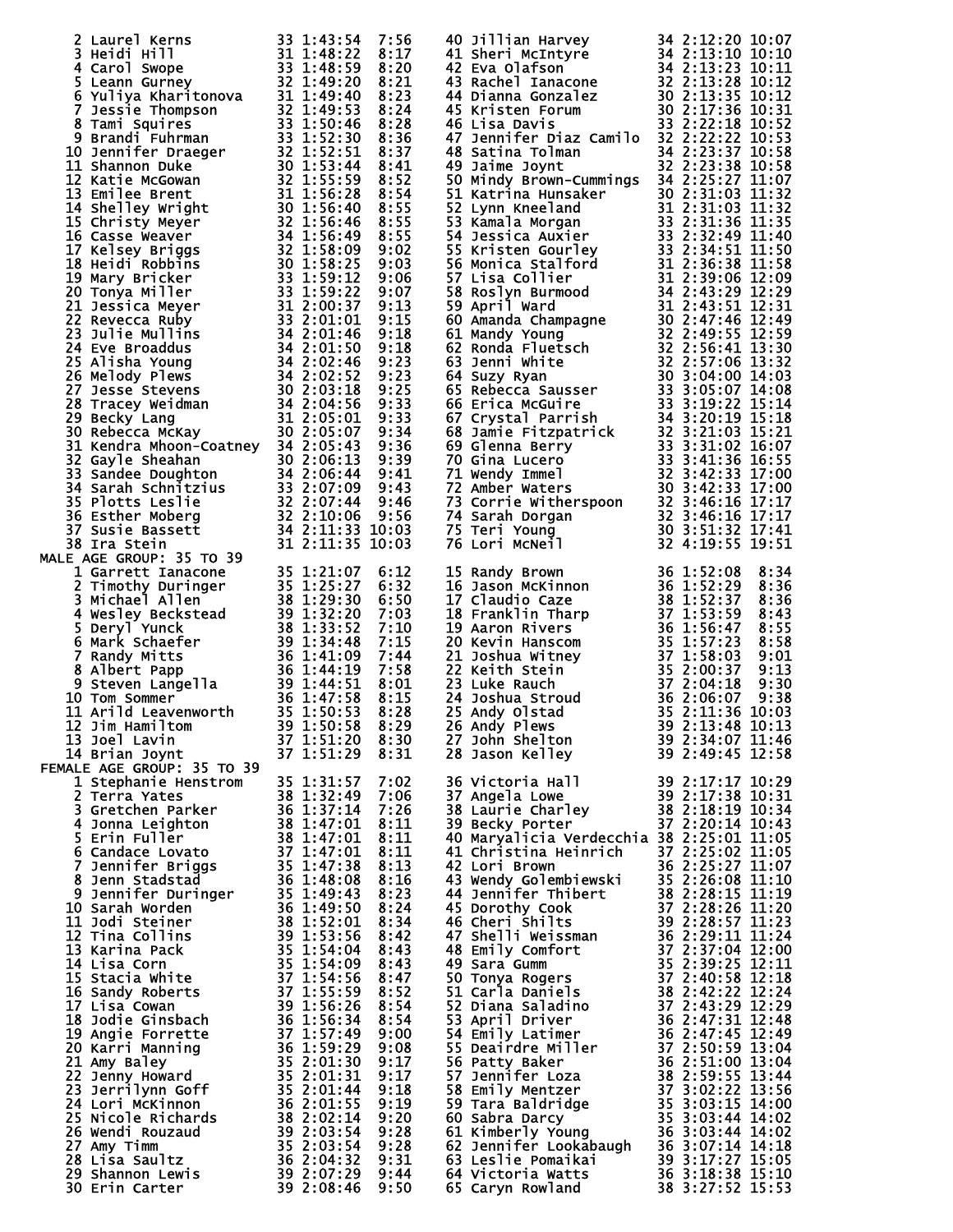| Place | Name | Age | Time | Pace |
|---|---|---|---|---|
| 2 | Laurel Kerns | 33 | 1:43:54 | 7:56 |
| 3 | Heidi Hill | 31 | 1:48:22 | 8:17 |
| 4 | Carol Swope | 33 | 1:48:59 | 8:20 |
| 5 | Leann Gurney | 32 | 1:49:20 | 8:21 |
| 6 | Yuliya Kharitonova | 31 | 1:49:40 | 8:23 |
| 7 | Jessie Thompson | 32 | 1:49:53 | 8:24 |
| 8 | Tami Squires | 33 | 1:50:46 | 8:28 |
| 9 | Brandi Fuhrman | 33 | 1:52:30 | 8:36 |
| 10 | Jennifer Draeger | 32 | 1:52:51 | 8:37 |
| 11 | Shannon Duke | 30 | 1:53:44 | 8:41 |
| 12 | Katie McGowan | 32 | 1:55:59 | 8:52 |
| 13 | Emilee Brent | 31 | 1:56:28 | 8:54 |
| 14 | Shelley Wright | 30 | 1:56:40 | 8:55 |
| 15 | Christy Meyer | 32 | 1:56:46 | 8:55 |
| 16 | Casse Weaver | 34 | 1:56:49 | 8:55 |
| 17 | Kelsey Briggs | 32 | 1:58:09 | 9:02 |
| 18 | Heidi Robbins | 30 | 1:58:25 | 9:03 |
| 19 | Mary Bricker | 33 | 1:59:12 | 9:06 |
| 20 | Tonya Miller | 33 | 1:59:22 | 9:07 |
| 21 | Jessica Meyer | 31 | 2:00:37 | 9:13 |
| 22 | Revecca Ruby | 33 | 2:01:01 | 9:15 |
| 23 | Julie Mullins | 34 | 2:01:46 | 9:18 |
| 24 | Eve Broaddus | 34 | 2:01:50 | 9:18 |
| 25 | Alisha Young | 34 | 2:02:46 | 9:23 |
| 26 | Melody Plews | 34 | 2:02:52 | 9:23 |
| 27 | Jesse Stevens | 30 | 2:03:18 | 9:25 |
| 28 | Tracey Weidman | 34 | 2:04:56 | 9:33 |
| 29 | Becky Lang | 31 | 2:05:01 | 9:33 |
| 30 | Rebecca McKay | 30 | 2:05:07 | 9:34 |
| 31 | Kendra Mhoon-Coatney | 34 | 2:05:43 | 9:36 |
| 32 | Gayle Sheahan | 30 | 2:06:13 | 9:39 |
| 33 | Sandee Doughton | 34 | 2:06:44 | 9:41 |
| 34 | Sarah Schnitzius | 33 | 2:07:09 | 9:43 |
| 35 | Plotts Leslie | 32 | 2:07:44 | 9:46 |
| 36 | Esther Moberg | 32 | 2:10:06 | 9:56 |
| 37 | Susie Bassett | 34 | 2:11:33 | 10:03 |
| 38 | Ira Stein | 31 | 2:11:35 | 10:03 |
| 40 | Jillian Harvey | 34 | 2:12:20 | 10:07 |
| 41 | Sheri McIntyre | 34 | 2:13:10 | 10:10 |
| 42 | Eva Olafson | 34 | 2:13:23 | 10:11 |
| 43 | Rachel Ianacone | 32 | 2:13:28 | 10:12 |
| 44 | Dianna Gonzalez | 30 | 2:13:35 | 10:12 |
| 45 | Kristen Forum | 30 | 2:17:36 | 10:31 |
| 46 | Lisa Davis | 33 | 2:22:18 | 10:52 |
| 47 | Jennifer Diaz Camilo | 32 | 2:22:22 | 10:53 |
| 48 | Satina Tolman | 34 | 2:23:37 | 10:58 |
| 49 | Jaime Joynt | 32 | 2:23:38 | 10:58 |
| 50 | Mindy Brown-Cummings | 34 | 2:25:27 | 11:07 |
| 51 | Katrina Hunsaker | 30 | 2:31:03 | 11:32 |
| 52 | Lynn Kneeland | 31 | 2:31:03 | 11:32 |
| 53 | Kamala Morgan | 33 | 2:31:36 | 11:35 |
| 54 | Jessica Auxier | 33 | 2:32:49 | 11:40 |
| 55 | Kristen Gourley | 33 | 2:34:51 | 11:50 |
| 56 | Monica Stalford | 31 | 2:36:38 | 11:58 |
| 57 | Lisa Collier | 31 | 2:39:06 | 12:09 |
| 58 | Roslyn Burmood | 34 | 2:43:29 | 12:29 |
| 59 | April Ward | 31 | 2:43:51 | 12:31 |
| 60 | Amanda Champagne | 30 | 2:47:46 | 12:49 |
| 61 | Mandy Young | 32 | 2:49:55 | 12:59 |
| 62 | Ronda Fluetsch | 32 | 2:56:41 | 13:30 |
| 63 | Jenni White | 32 | 2:57:06 | 13:32 |
| 64 | Suzy Ryan | 30 | 3:04:00 | 14:03 |
| 65 | Rebecca Sausser | 33 | 3:05:07 | 14:08 |
| 66 | Erica McGuire | 33 | 3:19:22 | 15:14 |
| 67 | Crystal Parrish | 34 | 3:20:19 | 15:18 |
| 68 | Jamie Fitzpatrick | 32 | 3:21:03 | 15:21 |
| 69 | Glenna Berry | 33 | 3:31:02 | 16:07 |
| 70 | Gina Lucero | 33 | 3:41:36 | 16:55 |
| 71 | Wendy Immel | 32 | 3:42:33 | 17:00 |
| 72 | Amber Waters | 30 | 3:42:33 | 17:00 |
| 73 | Corrie Witherspoon | 32 | 3:46:16 | 17:17 |
| 74 | Sarah Dorgan | 32 | 3:46:16 | 17:17 |
| 75 | Teri Young | 30 | 3:51:32 | 17:41 |
| 76 | Lori McNeil | 32 | 4:19:55 | 19:51 |

## MALE AGE GROUP: 35 TO 39

| Place | Name | Age | Time | Pace |
|---|---|---|---|---|
| 1 | Garrett Ianacone | 35 | 1:21:07 | 6:12 |
| 2 | Timothy Duringer | 35 | 1:25:27 | 6:32 |
| 3 | Michael Allen | 38 | 1:29:30 | 6:50 |
| 4 | Wesley Beckstead | 39 | 1:32:20 | 7:03 |
| 5 | Deryl Yunck | 38 | 1:33:52 | 7:10 |
| 6 | Mark Schaefer | 39 | 1:34:48 | 7:15 |
| 7 | Randy Mitts | 36 | 1:41:09 | 7:44 |
| 8 | Albert Papp | 36 | 1:44:19 | 7:58 |
| 9 | Steven Langella | 39 | 1:44:51 | 8:01 |
| 10 | Tom Sommer | 36 | 1:47:58 | 8:15 |
| 11 | Arild Leavenworth | 35 | 1:50:53 | 8:28 |
| 12 | Jim Hamiltom | 39 | 1:50:58 | 8:29 |
| 13 | Joel Lavin | 37 | 1:51:20 | 8:30 |
| 14 | Brian Joynt | 37 | 1:51:29 | 8:31 |
| 15 | Randy Brown | 36 | 1:52:08 | 8:34 |
| 16 | Jason McKinnon | 36 | 1:52:29 | 8:36 |
| 17 | Claudio Caze | 38 | 1:52:37 | 8:36 |
| 18 | Franklin Tharp | 37 | 1:53:59 | 8:43 |
| 19 | Aaron Rivers | 36 | 1:56:47 | 8:55 |
| 20 | Kevin Hanscom | 35 | 1:57:23 | 8:58 |
| 21 | Joshua Witney | 37 | 1:58:03 | 9:01 |
| 22 | Keith Stein | 35 | 2:00:37 | 9:13 |
| 23 | Luke Rauch | 37 | 2:04:18 | 9:30 |
| 24 | Joshua Stroud | 36 | 2:06:07 | 9:38 |
| 25 | Andy Olstad | 35 | 2:11:36 | 10:03 |
| 26 | Andy Plews | 39 | 2:13:48 | 10:13 |
| 27 | John Shelton | 39 | 2:34:07 | 11:46 |
| 28 | Jason Kelley | 39 | 2:49:45 | 12:58 |

## FEMALE AGE GROUP: 35 TO 39

| Place | Name | Age | Time | Pace |
|---|---|---|---|---|
| 1 | Stephanie Henstrom | 35 | 1:31:57 | 7:02 |
| 2 | Terra Yates | 38 | 1:32:49 | 7:06 |
| 3 | Gretchen Parker | 36 | 1:37:14 | 7:26 |
| 4 | Jonna Leighton | 38 | 1:47:01 | 8:11 |
| 5 | Erin Fuller | 38 | 1:47:01 | 8:11 |
| 6 | Candace Lovato | 37 | 1:47:01 | 8:11 |
| 7 | Jennifer Briggs | 35 | 1:47:38 | 8:13 |
| 8 | Jenn Stadstad | 36 | 1:48:08 | 8:16 |
| 9 | Jennifer Duringer | 35 | 1:49:43 | 8:23 |
| 10 | Sarah Worden | 36 | 1:49:50 | 8:24 |
| 11 | Jodi Steiner | 38 | 1:52:01 | 8:34 |
| 12 | Tina Collins | 39 | 1:53:56 | 8:42 |
| 13 | Karina Pack | 35 | 1:54:04 | 8:43 |
| 14 | Lisa Corn | 35 | 1:54:09 | 8:43 |
| 15 | Stacia White | 37 | 1:54:56 | 8:47 |
| 16 | Sandy Roberts | 37 | 1:55:59 | 8:52 |
| 17 | Lisa Cowan | 39 | 1:56:26 | 8:54 |
| 18 | Jodie Ginsbach | 36 | 1:56:34 | 8:54 |
| 19 | Angie Forrette | 37 | 1:57:49 | 9:00 |
| 20 | Karri Manning | 36 | 1:59:29 | 9:08 |
| 21 | Amy Baley | 35 | 2:01:30 | 9:17 |
| 22 | Jenny Howard | 35 | 2:01:31 | 9:17 |
| 23 | Jerrilynn Goff | 35 | 2:01:44 | 9:18 |
| 24 | Lori McKinnon | 36 | 2:01:55 | 9:19 |
| 25 | Nicole Richards | 38 | 2:02:14 | 9:20 |
| 26 | Wendi Rouzaud | 39 | 2:03:54 | 9:28 |
| 27 | Amy Timm | 35 | 2:03:54 | 9:28 |
| 28 | Lisa Saultz | 36 | 2:04:32 | 9:31 |
| 29 | Shannon Lewis | 39 | 2:07:29 | 9:44 |
| 30 | Erin Carter | 39 | 2:08:46 | 9:50 |
| 36 | Victoria Hall | 39 | 2:17:17 | 10:29 |
| 37 | Angela Lowe | 39 | 2:17:38 | 10:31 |
| 38 | Laurie Charley | 38 | 2:18:19 | 10:34 |
| 39 | Becky Porter | 37 | 2:20:14 | 10:43 |
| 40 | Maryalicia Verdecchia | 38 | 2:25:01 | 11:05 |
| 41 | Christina Heinrich | 37 | 2:25:02 | 11:05 |
| 42 | Lori Brown | 36 | 2:25:27 | 11:07 |
| 43 | Wendy Golembiewski | 35 | 2:26:08 | 11:10 |
| 44 | Jennifer Thibert | 38 | 2:28:15 | 11:19 |
| 45 | Dorothy Cook | 37 | 2:28:26 | 11:20 |
| 46 | Cheri Shilts | 39 | 2:28:57 | 11:23 |
| 47 | Shelli Weissman | 36 | 2:29:11 | 11:24 |
| 48 | Emily Comfort | 37 | 2:37:04 | 12:00 |
| 49 | Sara Gumm | 35 | 2:39:25 | 12:11 |
| 50 | Tonya Rogers | 37 | 2:40:58 | 12:18 |
| 51 | Carla Daniels | 38 | 2:42:22 | 12:24 |
| 52 | Diana Saladino | 37 | 2:43:29 | 12:29 |
| 53 | April Driver | 36 | 2:47:31 | 12:48 |
| 54 | Emily Latimer | 36 | 2:47:45 | 12:49 |
| 55 | Deairdre Miller | 37 | 2:50:59 | 13:04 |
| 56 | Patty Baker | 36 | 2:51:00 | 13:04 |
| 57 | Jennifer Loza | 38 | 2:59:55 | 13:44 |
| 58 | Emily Mentzer | 37 | 3:02:22 | 13:56 |
| 59 | Tara Baldridge | 35 | 3:03:15 | 14:00 |
| 60 | Sabra Darcy | 35 | 3:03:44 | 14:02 |
| 61 | Kimberly Young | 36 | 3:03:44 | 14:02 |
| 62 | Jennifer Lookabaugh | 36 | 3:07:14 | 14:18 |
| 63 | Leslie Pomaikai | 39 | 3:17:27 | 15:05 |
| 64 | Victoria Watts | 36 | 3:18:38 | 15:10 |
| 65 | Caryn Rowland | 38 | 3:27:52 | 15:53 |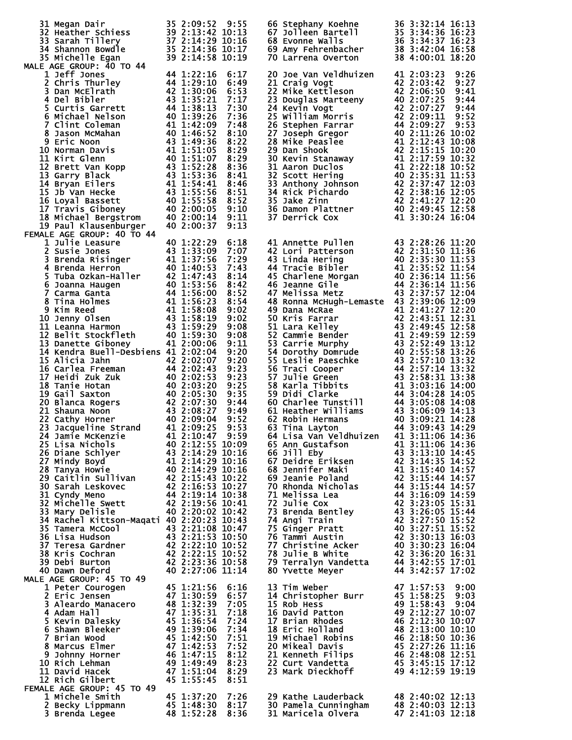| Place | Name | Age | Time | Pace |
|---|---|---|---|---|
| 31 | Megan Dair | 35 | 2:09:52 | 9:55 |
| 32 | Heather Schiess | 39 | 2:13:42 | 10:13 |
| 33 | Sarah Tillery | 37 | 2:14:29 | 10:16 |
| 34 | Shannon Bowdle | 35 | 2:14:36 | 10:17 |
| 35 | Michelle Egan | 39 | 2:14:58 | 10:19 |
| 66 | Stephany Koehne | 36 | 3:32:14 | 16:13 |
| 67 | Jolleen Bartell | 35 | 3:34:36 | 16:23 |
| 68 | Evonne Walls | 36 | 3:34:37 | 16:23 |
| 69 | Amy Fehrenbacher | 38 | 3:42:04 | 16:58 |
| 70 | Larrena Overton | 38 | 4:00:01 | 18:20 |

MALE AGE GROUP: 40 TO 44

| Place | Name | Age | Time | Pace |
|---|---|---|---|---|
| 1 | Jeff Jones | 44 | 1:22:16 | 6:17 |
| 2 | Chris Thurley | 44 | 1:29:10 | 6:49 |
| 3 | Dan McElrath | 42 | 1:30:06 | 6:53 |
| 4 | Del Bibler | 43 | 1:35:21 | 7:17 |
| 5 | Curtis Garrett | 44 | 1:38:13 | 7:30 |
| 6 | Michael Nelson | 40 | 1:39:26 | 7:36 |
| 7 | Clint Coleman | 41 | 1:42:09 | 7:48 |
| 8 | Jason McMahan | 40 | 1:46:52 | 8:10 |
| 9 | Eric Noon | 43 | 1:49:36 | 8:22 |
| 10 | Norman Davis | 41 | 1:51:05 | 8:29 |
| 11 | Kirt Glenn | 40 | 1:51:07 | 8:29 |
| 12 | Brett Van Kopp | 43 | 1:52:28 | 8:36 |
| 13 | Garry Black | 43 | 1:53:36 | 8:41 |
| 14 | Bryan Eilers | 41 | 1:54:41 | 8:46 |
| 15 | Jb Van Hecke | 43 | 1:55:56 | 8:51 |
| 16 | Loyal Bassett | 40 | 1:55:58 | 8:52 |
| 17 | Travis Giboney | 40 | 2:00:05 | 9:10 |
| 18 | Michael Bergstrom | 40 | 2:00:14 | 9:11 |
| 19 | Paul Klausenburger | 40 | 2:00:37 | 9:13 |
| 20 | Joe Van Veldhuizen | 41 | 2:03:23 | 9:26 |
| 21 | Craig Vogt | 42 | 2:03:42 | 9:27 |
| 22 | Mike Kettleson | 42 | 2:06:50 | 9:41 |
| 23 | Douglas Marteeny | 40 | 2:07:25 | 9:44 |
| 24 | Kevin Vogt | 42 | 2:07:27 | 9:44 |
| 25 | William Morris | 42 | 2:09:11 | 9:52 |
| 26 | Stephen Farrar | 44 | 2:09:27 | 9:53 |
| 27 | Joseph Gregor | 40 | 2:11:26 | 10:02 |
| 28 | Mike Peaslee | 41 | 2:12:43 | 10:08 |
| 29 | Dan Shook | 42 | 2:15:15 | 10:20 |
| 30 | Kevin Stanaway | 41 | 2:17:59 | 10:32 |
| 31 | Aaron Duclos | 41 | 2:22:18 | 10:52 |
| 32 | Scott Hering | 40 | 2:35:31 | 11:53 |
| 33 | Anthony Johnson | 42 | 2:37:47 | 12:03 |
| 34 | Rick Pichardo | 42 | 2:38:16 | 12:05 |
| 35 | Jake Zinn | 42 | 2:41:27 | 12:20 |
| 36 | Damon Plattner | 40 | 2:49:45 | 12:58 |
| 37 | Derrick Cox | 41 | 3:30:24 | 16:04 |

FEMALE AGE GROUP: 40 TO 44

| Place | Name | Age | Time | Pace |
|---|---|---|---|---|
| 1 | Julie Leasure | 40 | 1:22:29 | 6:18 |
| 2 | Susie Jones | 43 | 1:33:09 | 7:07 |
| 3 | Brenda Risinger | 41 | 1:37:56 | 7:29 |
| 4 | Brenda Herron | 40 | 1:40:53 | 7:43 |
| 5 | Tuba Ozkan-Haller | 42 | 1:47:43 | 8:14 |
| 6 | Joanna Haugen | 40 | 1:53:56 | 8:42 |
| 7 | Carma Ganta | 44 | 1:56:00 | 8:52 |
| 8 | Tina Holmes | 41 | 1:56:23 | 8:54 |
| 9 | Kim Reed | 41 | 1:58:08 | 9:02 |
| 10 | Jenny Olsen | 43 | 1:58:19 | 9:02 |
| 11 | Leanna Harmon | 43 | 1:59:29 | 9:08 |
| 12 | Belit Stockfleth | 40 | 1:59:30 | 9:08 |
| 13 | Danette Giboney | 41 | 2:00:06 | 9:11 |
| 14 | Kendra Buell-Desbiens | 41 | 2:02:04 | 9:20 |
| 15 | Alicia Jahn | 42 | 2:02:07 | 9:20 |
| 16 | Carlea Freeman | 44 | 2:02:43 | 9:23 |
| 17 | Heidi Zuk Zuk | 40 | 2:02:53 | 9:23 |
| 18 | Tanie Hotan | 40 | 2:03:20 | 9:25 |
| 19 | Gail Saxton | 40 | 2:05:30 | 9:35 |
| 20 | Blanca Rogers | 42 | 2:07:30 | 9:44 |
| 21 | Shauna Noon | 43 | 2:08:27 | 9:49 |
| 22 | Cathy Horner | 40 | 2:09:04 | 9:52 |
| 23 | Jacqueline Strand | 41 | 2:09:25 | 9:53 |
| 24 | Jamie McKenzie | 41 | 2:10:47 | 9:59 |
| 25 | Lisa Nichols | 40 | 2:12:55 | 10:09 |
| 26 | Diane Schlyer | 43 | 2:14:29 | 10:16 |
| 27 | Mindy Boyd | 41 | 2:14:29 | 10:16 |
| 28 | Tanya Howie | 40 | 2:14:29 | 10:16 |
| 29 | Caitlin Sullivan | 42 | 2:15:43 | 10:22 |
| 30 | Sarah Leskovec | 42 | 2:16:53 | 10:27 |
| 31 | Cyndy Meno | 44 | 2:19:14 | 10:38 |
| 32 | Michelle Swett | 42 | 2:19:56 | 10:41 |
| 33 | Mary Delisle | 40 | 2:20:02 | 10:42 |
| 34 | Rachel Kittson-Maqati | 40 | 2:20:23 | 10:43 |
| 35 | Tamera McCool | 43 | 2:21:08 | 10:47 |
| 36 | Lisa Hudson | 43 | 2:21:53 | 10:50 |
| 37 | Teresa Gardner | 42 | 2:22:10 | 10:52 |
| 38 | Kris Cochran | 42 | 2:22:15 | 10:52 |
| 39 | Debi Burton | 42 | 2:23:36 | 10:58 |
| 40 | Dawn Deford | 40 | 2:27:06 | 11:14 |
| 41 | Annette Pullen | 43 | 2:28:26 | 11:20 |
| 42 | Lori Patterson | 42 | 2:31:50 | 11:36 |
| 43 | Linda Hering | 40 | 2:35:30 | 11:53 |
| 44 | Tracie Bibler | 41 | 2:35:52 | 11:54 |
| 45 | Charlene Morgan | 40 | 2:36:14 | 11:56 |
| 46 | Jeanne Gile | 44 | 2:36:14 | 11:56 |
| 47 | Melissa Metz | 43 | 2:37:57 | 12:04 |
| 48 | Ronna McHugh-Lemaste | 43 | 2:39:06 | 12:09 |
| 49 | Dana McRae | 41 | 2:41:27 | 12:20 |
| 50 | Kris Farrar | 42 | 2:43:51 | 12:31 |
| 51 | Lara Kelley | 43 | 2:49:45 | 12:58 |
| 52 | Cammie Bender | 41 | 2:49:59 | 12:59 |
| 53 | Carrie Murphy | 43 | 2:52:49 | 13:12 |
| 54 | Dorothy Domrude | 40 | 2:55:58 | 13:26 |
| 55 | Leslie Paeschke | 43 | 2:57:10 | 13:32 |
| 56 | Traci Cooper | 44 | 2:57:14 | 13:32 |
| 57 | Julie Green | 43 | 2:58:31 | 13:38 |
| 58 | Karla Tibbits | 41 | 3:03:16 | 14:00 |
| 59 | Didi Clarke | 44 | 3:04:28 | 14:05 |
| 60 | Charlee Tunstill | 44 | 3:05:08 | 14:08 |
| 61 | Heather Williams | 43 | 3:06:09 | 14:13 |
| 62 | Robin Hermans | 40 | 3:09:21 | 14:28 |
| 63 | Tina Layton | 44 | 3:09:43 | 14:29 |
| 64 | Lisa Van Veldhuizen | 41 | 3:11:06 | 14:36 |
| 65 | Ann Gustafson | 41 | 3:11:06 | 14:36 |
| 66 | Jill Eby | 43 | 3:13:10 | 14:45 |
| 67 | Deidre Eriksen | 42 | 3:14:35 | 14:52 |
| 68 | Jennifer Maki | 41 | 3:15:40 | 14:57 |
| 69 | Jeanie Poland | 42 | 3:15:44 | 14:57 |
| 70 | Rhonda Nicholas | 44 | 3:15:44 | 14:57 |
| 71 | Melissa Lea | 44 | 3:16:09 | 14:59 |
| 72 | Julie Cox | 42 | 3:23:05 | 15:31 |
| 73 | Brenda Bentley | 43 | 3:26:05 | 15:44 |
| 74 | Angi Train | 42 | 3:27:50 | 15:52 |
| 75 | Ginger Pratt | 40 | 3:27:51 | 15:52 |
| 76 | Tammi Austin | 42 | 3:30:13 | 16:03 |
| 77 | Christine Acker | 40 | 3:30:23 | 16:04 |
| 78 | Julie B White | 42 | 3:36:20 | 16:31 |
| 79 | Terralyn Vandetta | 44 | 3:42:55 | 17:01 |
| 80 | Yvette Meyer | 44 | 3:42:57 | 17:02 |

MALE AGE GROUP: 45 TO 49

| Place | Name | Age | Time | Pace |
|---|---|---|---|---|
| 1 | Peter Courogen | 45 | 1:21:56 | 6:16 |
| 2 | Eric Jensen | 47 | 1:30:59 | 6:57 |
| 3 | Aleardo Manacero | 48 | 1:32:39 | 7:05 |
| 4 | Adam Hall | 47 | 1:35:31 | 7:18 |
| 5 | Kevin Dalesky | 45 | 1:36:54 | 7:24 |
| 6 | Shawn Bleeker | 49 | 1:39:06 | 7:34 |
| 7 | Brian Wood | 45 | 1:42:50 | 7:51 |
| 8 | Marcus Elmer | 47 | 1:42:53 | 7:52 |
| 9 | Johnny Horner | 46 | 1:47:15 | 8:12 |
| 10 | Rich Lehman | 49 | 1:49:49 | 8:23 |
| 11 | David Hacek | 47 | 1:51:04 | 8:29 |
| 12 | Rich Gilbert | 45 | 1:55:45 | 8:51 |
| 13 | Tim Weber | 47 | 1:57:53 | 9:00 |
| 14 | Christopher Burr | 45 | 1:58:25 | 9:03 |
| 15 | Rob Hess | 49 | 1:58:43 | 9:04 |
| 16 | David Patton | 49 | 2:12:27 | 10:07 |
| 17 | Brian Rhodes | 46 | 2:12:30 | 10:07 |
| 18 | Eric Holland | 48 | 2:13:00 | 10:10 |
| 19 | Michael Robins | 46 | 2:18:50 | 10:36 |
| 20 | Mikeal Davis | 45 | 2:27:26 | 11:16 |
| 21 | Kenneth Filips | 46 | 2:48:08 | 12:51 |
| 22 | Curt Vandetta | 45 | 3:45:15 | 17:12 |
| 23 | Mark Dieckhoff | 49 | 4:12:59 | 19:19 |

FEMALE AGE GROUP: 45 TO 49

| Place | Name | Age | Time | Pace |
|---|---|---|---|---|
| 1 | Michele Smith | 45 | 1:37:20 | 7:26 |
| 2 | Becky Lippmann | 45 | 1:48:30 | 8:17 |
| 3 | Brenda Legee | 48 | 1:52:28 | 8:36 |
| 29 | Kathe Lauderback | 48 | 2:40:02 | 12:13 |
| 30 | Pamela Cunningham | 48 | 2:40:03 | 12:13 |
| 31 | Maricela Olvera | 47 | 2:41:03 | 12:18 |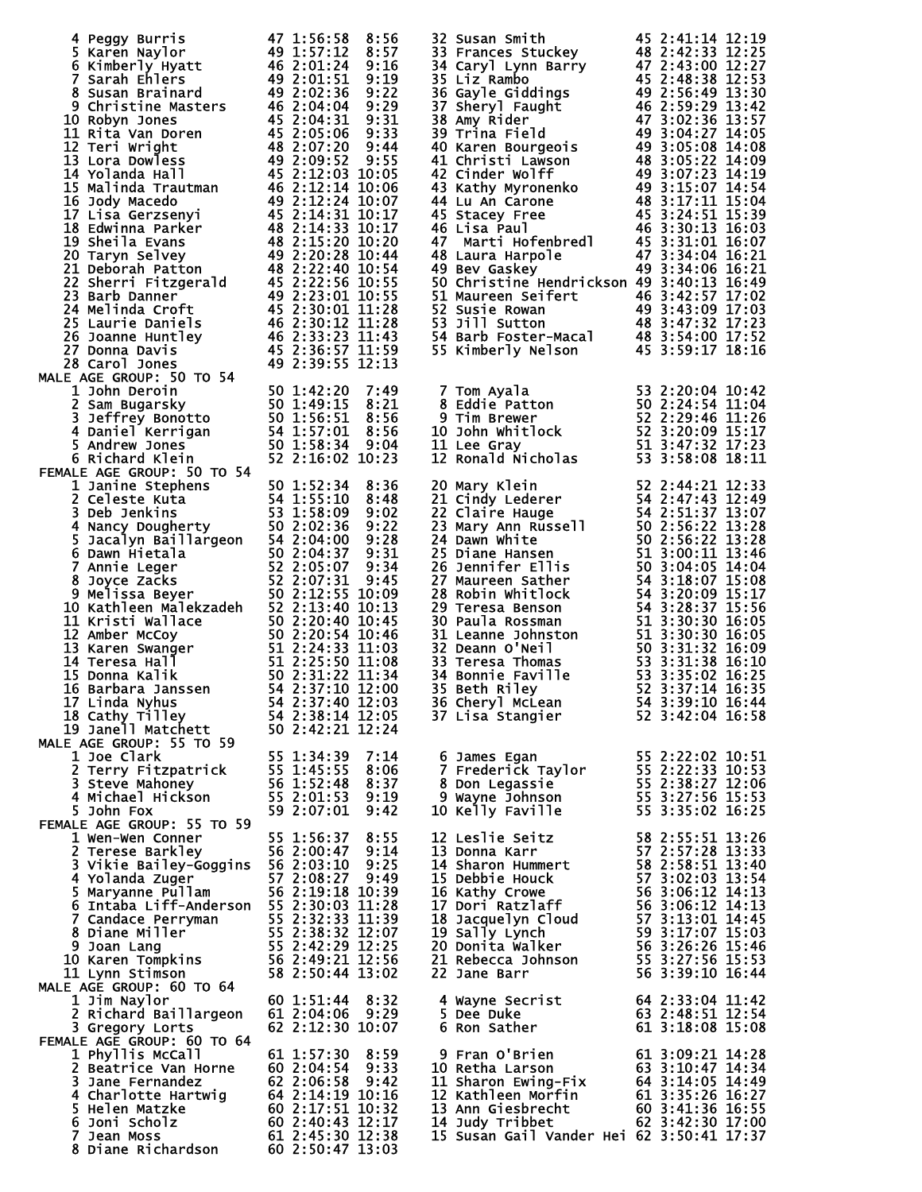| Place | Name | Age | Time | Pace |
|---|---|---|---|---|
| 4 | Peggy Burris | 47 | 1:56:58 | 8:56 |
| 5 | Karen Naylor | 49 | 1:57:12 | 8:57 |
| 6 | Kimberly Hyatt | 46 | 2:01:24 | 9:16 |
| 7 | Sarah Ehlers | 49 | 2:01:51 | 9:19 |
| 8 | Susan Brainard | 49 | 2:02:36 | 9:22 |
| 9 | Christine Masters | 46 | 2:04:04 | 9:29 |
| 10 | Robyn Jones | 45 | 2:04:31 | 9:31 |
| 11 | Rita Van Doren | 45 | 2:05:06 | 9:33 |
| 12 | Teri Wright | 48 | 2:07:20 | 9:44 |
| 13 | Lora Dowless | 49 | 2:09:52 | 9:55 |
| 14 | Yolanda Hall | 45 | 2:12:03 | 10:05 |
| 15 | Malinda Trautman | 46 | 2:12:14 | 10:06 |
| 16 | Jody Macedo | 49 | 2:12:24 | 10:07 |
| 17 | Lisa Gerzsenyi | 45 | 2:14:31 | 10:17 |
| 18 | Edwinna Parker | 48 | 2:14:33 | 10:17 |
| 19 | Sheila Evans | 48 | 2:15:20 | 10:20 |
| 20 | Taryn Selvey | 49 | 2:20:28 | 10:44 |
| 21 | Deborah Patton | 48 | 2:22:40 | 10:54 |
| 22 | Sherri Fitzgerald | 45 | 2:22:56 | 10:55 |
| 23 | Barb Danner | 49 | 2:23:01 | 10:55 |
| 24 | Melinda Croft | 45 | 2:30:01 | 11:28 |
| 25 | Laurie Daniels | 46 | 2:30:12 | 11:28 |
| 26 | Joanne Huntley | 46 | 2:33:23 | 11:43 |
| 27 | Donna Davis | 45 | 2:36:57 | 11:59 |
| 28 | Carol Jones | 49 | 2:39:55 | 12:13 |
| 32 | Susan Smith | 45 | 2:41:14 | 12:19 |
| 33 | Frances Stuckey | 48 | 2:42:33 | 12:25 |
| 34 | Caryl Lynn Barry | 47 | 2:43:00 | 12:27 |
| 35 | Liz Rambo | 45 | 2:48:38 | 12:53 |
| 36 | Gayle Giddings | 49 | 2:56:49 | 13:30 |
| 37 | Sheryl Faught | 46 | 2:59:29 | 13:42 |
| 38 | Amy Rider | 47 | 3:02:36 | 13:57 |
| 39 | Trina Field | 49 | 3:04:27 | 14:05 |
| 40 | Karen Bourgeois | 49 | 3:05:08 | 14:08 |
| 41 | Christi Lawson | 48 | 3:05:22 | 14:09 |
| 42 | Cinder Wolff | 49 | 3:07:23 | 14:19 |
| 43 | Kathy Myronenko | 49 | 3:15:07 | 14:54 |
| 44 | Lu An Carone | 48 | 3:17:11 | 15:04 |
| 45 | Stacey Free | 45 | 3:24:51 | 15:39 |
| 46 | Lisa Paul | 46 | 3:30:13 | 16:03 |
| 47 | Marti Hofenbredl | 45 | 3:31:01 | 16:07 |
| 48 | Laura Harpole | 47 | 3:34:04 | 16:21 |
| 49 | Bev Gaskey | 49 | 3:34:06 | 16:21 |
| 50 | Christine Hendrickson | 49 | 3:40:13 | 16:49 |
| 51 | Maureen Seifert | 46 | 3:42:57 | 17:02 |
| 52 | Susie Rowan | 49 | 3:43:09 | 17:03 |
| 53 | Jill Sutton | 48 | 3:47:32 | 17:23 |
| 54 | Barb Foster-Macal | 48 | 3:54:00 | 17:52 |
| 55 | Kimberly Nelson | 45 | 3:59:17 | 18:16 |

MALE AGE GROUP: 50 TO 54

| Place | Name | Age | Time | Pace |
|---|---|---|---|---|
| 1 | John Deroin | 50 | 1:42:20 | 7:49 |
| 2 | Sam Bugarsky | 50 | 1:49:15 | 8:21 |
| 3 | Jeffrey Bonotto | 50 | 1:56:51 | 8:56 |
| 4 | Daniel Kerrigan | 54 | 1:57:01 | 8:56 |
| 5 | Andrew Jones | 50 | 1:58:34 | 9:04 |
| 6 | Richard Klein | 52 | 2:16:02 | 10:23 |
| 7 | Tom Ayala | 53 | 2:20:04 | 10:42 |
| 8 | Eddie Patton | 50 | 2:24:54 | 11:04 |
| 9 | Tim Brewer | 52 | 2:29:46 | 11:26 |
| 10 | John Whitlock | 52 | 3:20:09 | 15:17 |
| 11 | Lee Gray | 51 | 3:47:32 | 17:23 |
| 12 | Ronald Nicholas | 53 | 3:58:08 | 18:11 |

FEMALE AGE GROUP: 50 TO 54

| Place | Name | Age | Time | Pace |
|---|---|---|---|---|
| 1 | Janine Stephens | 50 | 1:52:34 | 8:36 |
| 2 | Celeste Kuta | 54 | 1:55:10 | 8:48 |
| 3 | Deb Jenkins | 53 | 1:58:09 | 9:02 |
| 4 | Nancy Dougherty | 50 | 2:02:36 | 9:22 |
| 5 | Jacalyn Baillargeon | 54 | 2:04:00 | 9:28 |
| 6 | Dawn Hietala | 50 | 2:04:37 | 9:31 |
| 7 | Annie Leger | 52 | 2:05:07 | 9:34 |
| 8 | Joyce Zacks | 52 | 2:07:31 | 9:45 |
| 9 | Melissa Beyer | 50 | 2:12:55 | 10:09 |
| 10 | Kathleen Malekzadeh | 52 | 2:13:40 | 10:13 |
| 11 | Kristi Wallace | 50 | 2:20:40 | 10:45 |
| 12 | Amber McCoy | 50 | 2:20:54 | 10:46 |
| 13 | Karen Swanger | 51 | 2:24:33 | 11:03 |
| 14 | Teresa Hall | 51 | 2:25:50 | 11:08 |
| 15 | Donna Kalik | 50 | 2:31:22 | 11:34 |
| 16 | Barbara Janssen | 54 | 2:37:10 | 12:00 |
| 17 | Linda Nyhus | 54 | 2:37:40 | 12:03 |
| 18 | Cathy Tilley | 54 | 2:38:14 | 12:05 |
| 19 | Janell Matchett | 50 | 2:42:21 | 12:24 |
| 20 | Mary Klein | 52 | 2:44:21 | 12:33 |
| 21 | Cindy Lederer | 54 | 2:47:43 | 12:49 |
| 22 | Claire Hauge | 54 | 2:51:37 | 13:07 |
| 23 | Mary Ann Russell | 50 | 2:56:22 | 13:28 |
| 24 | Dawn White | 50 | 2:56:22 | 13:28 |
| 25 | Diane Hansen | 51 | 3:00:11 | 13:46 |
| 26 | Jennifer Ellis | 50 | 3:04:05 | 14:04 |
| 27 | Maureen Sather | 54 | 3:18:07 | 15:08 |
| 28 | Robin Whitlock | 54 | 3:20:09 | 15:17 |
| 29 | Teresa Benson | 54 | 3:28:37 | 15:56 |
| 30 | Paula Rossman | 51 | 3:30:30 | 16:05 |
| 31 | Leanne Johnston | 51 | 3:30:30 | 16:05 |
| 32 | Deann O'Neil | 50 | 3:31:32 | 16:09 |
| 33 | Teresa Thomas | 53 | 3:31:38 | 16:10 |
| 34 | Bonnie Faville | 53 | 3:35:02 | 16:25 |
| 35 | Beth Riley | 52 | 3:37:14 | 16:35 |
| 36 | Cheryl McLean | 54 | 3:39:10 | 16:44 |
| 37 | Lisa Stangier | 52 | 3:42:04 | 16:58 |

MALE AGE GROUP: 55 TO 59

| Place | Name | Age | Time | Pace |
|---|---|---|---|---|
| 1 | Joe Clark | 55 | 1:34:39 | 7:14 |
| 2 | Terry Fitzpatrick | 55 | 1:45:55 | 8:06 |
| 3 | Steve Mahoney | 56 | 1:52:48 | 8:37 |
| 4 | Michael Hickson | 55 | 2:01:53 | 9:19 |
| 5 | John Fox | 59 | 2:07:01 | 9:42 |
| 6 | James Egan | 55 | 2:22:02 | 10:51 |
| 7 | Frederick Taylor | 55 | 2:22:33 | 10:53 |
| 8 | Don Legassie | 55 | 2:38:27 | 12:06 |
| 9 | Wayne Johnson | 55 | 3:27:56 | 15:53 |
| 10 | Kelly Faville | 55 | 3:35:02 | 16:25 |

FEMALE AGE GROUP: 55 TO 59

| Place | Name | Age | Time | Pace |
|---|---|---|---|---|
| 1 | Wen-Wen Conner | 55 | 1:56:37 | 8:55 |
| 2 | Terese Barkley | 56 | 2:00:47 | 9:14 |
| 3 | Vikie Bailey-Goggins | 56 | 2:03:10 | 9:25 |
| 4 | Yolanda Zuger | 57 | 2:08:27 | 9:49 |
| 5 | Maryanne Pullam | 56 | 2:19:18 | 10:39 |
| 6 | Intaba Liff-Anderson | 55 | 2:30:03 | 11:28 |
| 7 | Candace Perryman | 55 | 2:32:33 | 11:39 |
| 8 | Diane Miller | 55 | 2:38:32 | 12:07 |
| 9 | Joan Lang | 55 | 2:42:29 | 12:25 |
| 10 | Karen Tompkins | 56 | 2:49:21 | 12:56 |
| 11 | Lynn Stimson | 58 | 2:50:44 | 13:02 |
| 12 | Leslie Seitz | 58 | 2:55:51 | 13:26 |
| 13 | Donna Karr | 57 | 2:57:28 | 13:33 |
| 14 | Sharon Hummert | 58 | 2:58:51 | 13:40 |
| 15 | Debbie Houck | 57 | 3:02:03 | 13:54 |
| 16 | Kathy Crowe | 56 | 3:06:12 | 14:13 |
| 17 | Dori Ratzlaff | 56 | 3:06:12 | 14:13 |
| 18 | Jacquelyn Cloud | 57 | 3:13:01 | 14:45 |
| 19 | Sally Lynch | 59 | 3:17:07 | 15:03 |
| 20 | Donita Walker | 56 | 3:26:26 | 15:46 |
| 21 | Rebecca Johnson | 55 | 3:27:56 | 15:53 |
| 22 | Jane Barr | 56 | 3:39:10 | 16:44 |

MALE AGE GROUP: 60 TO 64

| Place | Name | Age | Time | Pace |
|---|---|---|---|---|
| 1 | Jim Naylor | 60 | 1:51:44 | 8:32 |
| 2 | Richard Baillargeon | 61 | 2:04:06 | 9:29 |
| 3 | Gregory Lorts | 62 | 2:12:30 | 10:07 |
| 4 | Wayne Secrist | 64 | 2:33:04 | 11:42 |
| 5 | Dee Duke | 63 | 2:48:51 | 12:54 |
| 6 | Ron Sather | 61 | 3:18:08 | 15:08 |

FEMALE AGE GROUP: 60 TO 64

| Place | Name | Age | Time | Pace |
|---|---|---|---|---|
| 1 | Phyllis McCall | 61 | 1:57:30 | 8:59 |
| 2 | Beatrice Van Horne | 60 | 2:04:54 | 9:33 |
| 3 | Jane Fernandez | 62 | 2:06:58 | 9:42 |
| 4 | Charlotte Hartwig | 64 | 2:14:19 | 10:16 |
| 5 | Helen Matzke | 60 | 2:17:51 | 10:32 |
| 6 | Joni Scholz | 60 | 2:40:43 | 12:17 |
| 7 | Jean Moss | 61 | 2:45:30 | 12:38 |
| 8 | Diane Richardson | 60 | 2:50:47 | 13:03 |
| 9 | Fran O'Brien | 61 | 3:09:21 | 14:28 |
| 10 | Retha Larson | 63 | 3:10:47 | 14:34 |
| 11 | Sharon Ewing-Fix | 64 | 3:14:05 | 14:49 |
| 12 | Kathleen Morfin | 61 | 3:35:26 | 16:27 |
| 13 | Ann Giesbrecht | 60 | 3:41:36 | 16:55 |
| 14 | Judy Tribbet | 62 | 3:42:30 | 17:00 |
| 15 | Susan Gail Vander Hei | 62 | 3:50:41 | 17:37 |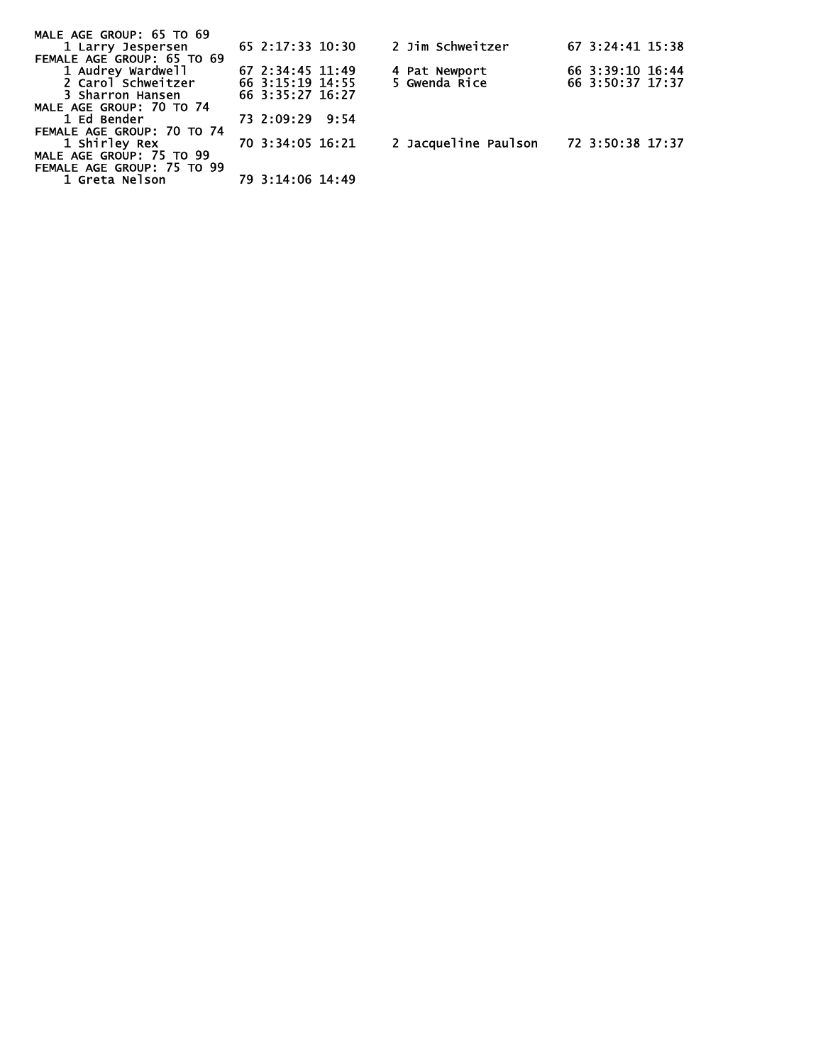```
MALE AGE GROUP: 65 TO 69
    1 Larry Jespersen      65 2:17:33 10:30     2 Jim Schweitzer        67 3:24:41 15:38
FEMALE AGE GROUP: 65 TO 69
    1 Audrey Wardwell      67 2:34:45 11:49     4 Pat Newport           66 3:39:10 16:44
    2 Carol Schweitzer     66 3:15:19 14:55     5 Gwenda Rice           66 3:50:37 17:37
    3 Sharron Hansen       66 3:35:27 16:27
MALE AGE GROUP: 70 TO 74
    1 Ed Bender            73 2:09:29  9:54
FEMALE AGE GROUP: 70 TO 74
    1 Shirley Rex          70 3:34:05 16:21     2 Jacqueline Paulson    72 3:50:38 17:37
MALE AGE GROUP: 75 TO 99
FEMALE AGE GROUP: 75 TO 99
    1 Greta Nelson         79 3:14:06 14:49
```